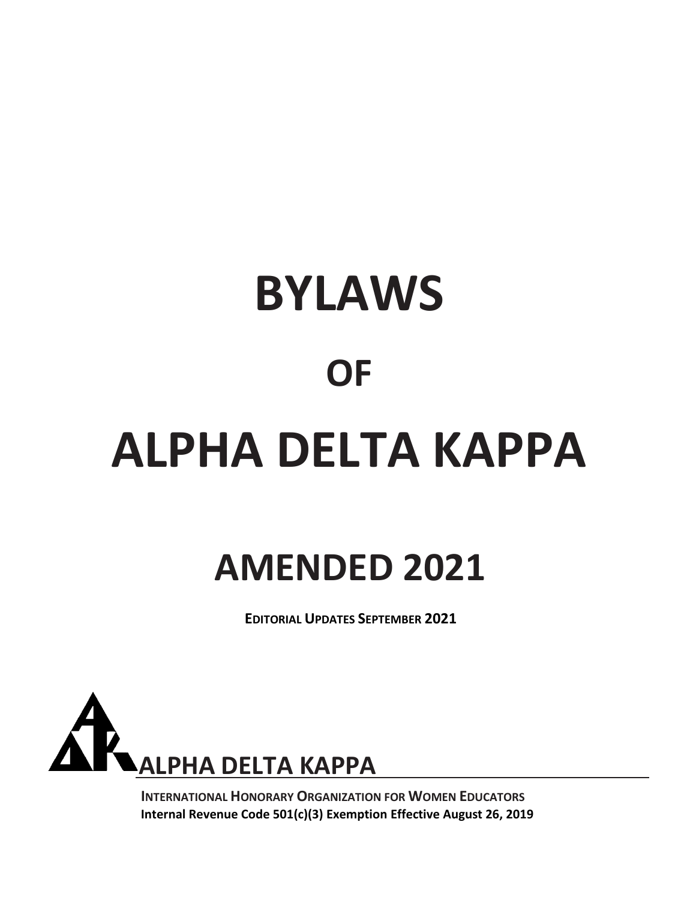# BYLAWS

# OF

# ALPHA DELTA KAPPA

# AMENDED 2021

**EDITORIAL UPDATES SEPTEMBER 2021**

**ALPHA DELTA KAPPA**

**INTERNATIONAL HONORARY ORGANIZATION FOR WOMEN EDUCATORS**

**Internal Revenue Code 501(c)(3) Exemption Effective August 26, 2019**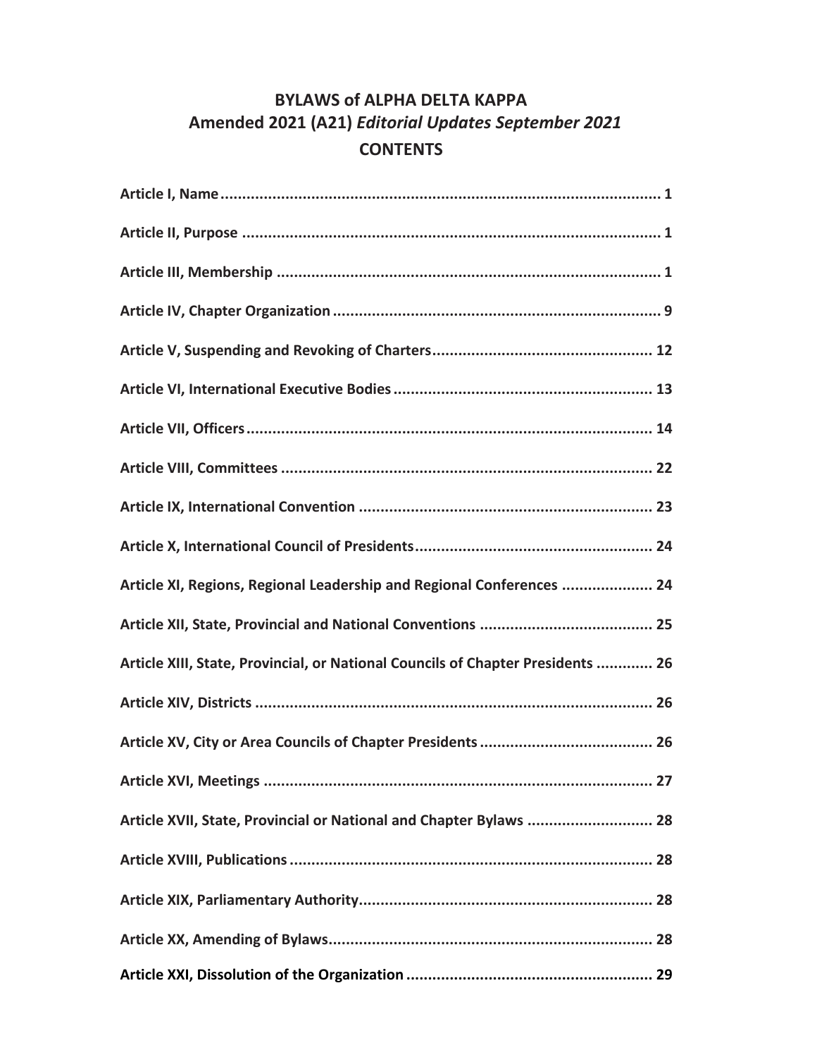# BYLAWS of ALPHA DELTA KAPPA

## Amended 2021 (A21) *Editorial Updates September 2021*

## CONTENTS

**Article I, Name** .......... 1

**Article II, Purpose** .......... 1

**Article III, Membership** .......... 1

**Article IV, Chapter Organization** .......... 9

**Article V, Suspending and Revoking of Charters** .......... 12

**Article VI, International Executive Bodies** .......... 13

**Article VII, Officers** .......... 14

**Article VIII, Committees** .......... 22

**Article IX, International Convention** .......... 23

**Article X, International Council of Presidents** .......... 24

**Article XI, Regions, Regional Leadership and Regional Conferences** .......... 24

**Article XII, State, Provincial and National Conventions** .......... 25

**Article XIII, State, Provincial, or National Councils of Chapter Presidents** .......... 26

**Article XIV, Districts** .......... 26

**Article XV, City or Area Councils of Chapter Presidents** .......... 26

**Article XVI, Meetings** .......... 27

**Article XVII, State, Provincial or National and Chapter Bylaws** .......... 28

**Article XVIII, Publications** .......... 28

**Article XIX, Parliamentary Authority** .......... 28

**Article XX, Amending of Bylaws** .......... 28

**Article XXI, Dissolution of the Organization** .......... 29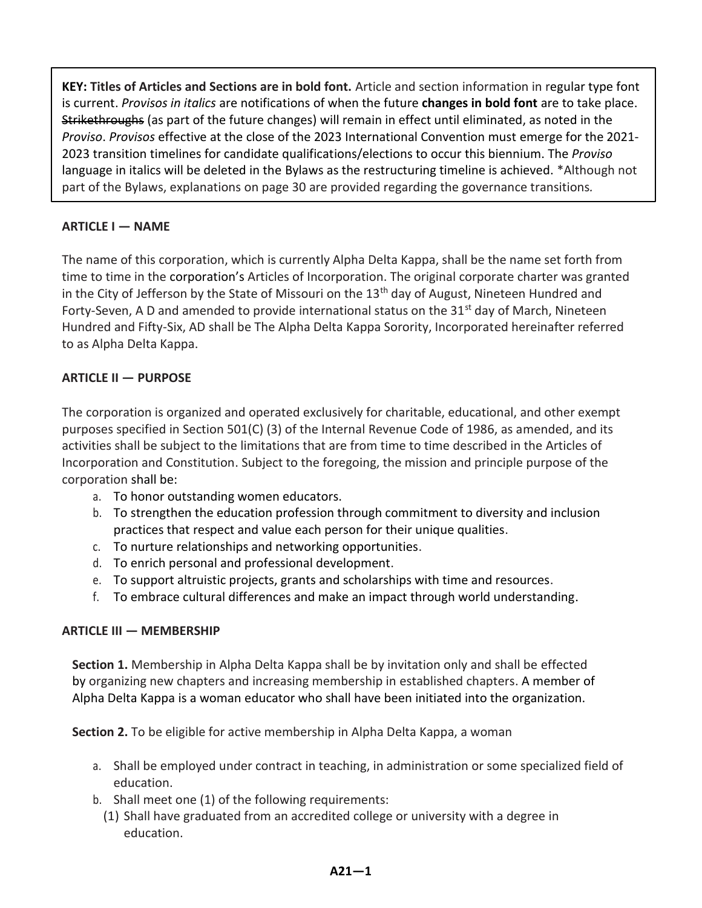**KEY: Titles of Articles and Sections are in bold font.** Article and section information in regular type font is current. *Provisos in italics* are notifications of when the future **changes in bold font** are to take place. ~~Strikethroughs~~ (as part of the future changes) will remain in effect until eliminated, as noted in the *Proviso*. *Provisos* effective at the close of the 2023 International Convention must emerge for the 2021-2023 transition timelines for candidate qualifications/elections to occur this biennium. The *Proviso* language in italics will be deleted in the Bylaws as the restructuring timeline is achieved. *Although not part of the Bylaws, explanations on page 30 are provided regarding the governance transitions.

**ARTICLE I — NAME**

The name of this corporation, which is currently Alpha Delta Kappa, shall be the name set forth from time to time in the corporation's Articles of Incorporation. The original corporate charter was granted in the City of Jefferson by the State of Missouri on the 13th day of August, Nineteen Hundred and Forty-Seven, A D and amended to provide international status on the 31st day of March, Nineteen Hundred and Fifty-Six, AD shall be The Alpha Delta Kappa Sorority, Incorporated hereinafter referred to as Alpha Delta Kappa.

**ARTICLE II — PURPOSE**

The corporation is organized and operated exclusively for charitable, educational, and other exempt purposes specified in Section 501(C) (3) of the Internal Revenue Code of 1986, as amended, and its activities shall be subject to the limitations that are from time to time described in the Articles of Incorporation and Constitution. Subject to the foregoing, the mission and principle purpose of the corporation shall be:

a. To honor outstanding women educators.
b. To strengthen the education profession through commitment to diversity and inclusion practices that respect and value each person for their unique qualities.
c. To nurture relationships and networking opportunities.
d. To enrich personal and professional development.
e. To support altruistic projects, grants and scholarships with time and resources.
f. To embrace cultural differences and make an impact through world understanding.

**ARTICLE III — MEMBERSHIP**

**Section 1.** Membership in Alpha Delta Kappa shall be by invitation only and shall be effected by organizing new chapters and increasing membership in established chapters. A member of Alpha Delta Kappa is a woman educator who shall have been initiated into the organization.

**Section 2.** To be eligible for active membership in Alpha Delta Kappa, a woman

a. Shall be employed under contract in teaching, in administration or some specialized field of education.
b. Shall meet one (1) of the following requirements:
   (1) Shall have graduated from an accredited college or university with a degree in education.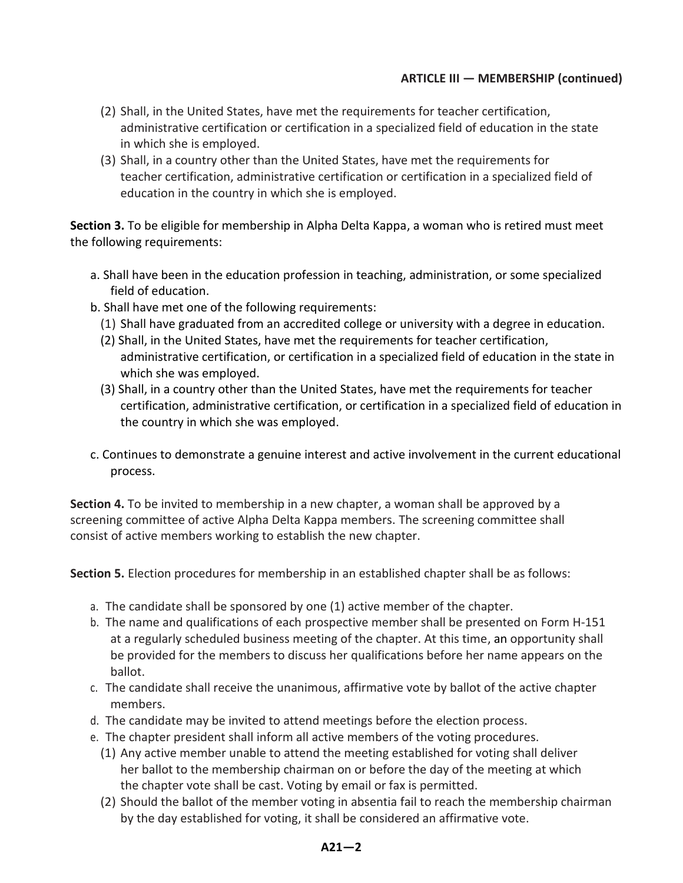**ARTICLE III — MEMBERSHIP (continued)**

(2) Shall, in the United States, have met the requirements for teacher certification, administrative certification or certification in a specialized field of education in the state in which she is employed.

(3) Shall, in a country other than the United States, have met the requirements for teacher certification, administrative certification or certification in a specialized field of education in the country in which she is employed.

**Section 3.** To be eligible for membership in Alpha Delta Kappa, a woman who is retired must meet the following requirements:

a. Shall have been in the education profession in teaching, administration, or some specialized field of education.

b. Shall have met one of the following requirements:

(1) Shall have graduated from an accredited college or university with a degree in education.

(2) Shall, in the United States, have met the requirements for teacher certification, administrative certification, or certification in a specialized field of education in the state in which she was employed.

(3) Shall, in a country other than the United States, have met the requirements for teacher certification, administrative certification, or certification in a specialized field of education in the country in which she was employed.

c. Continues to demonstrate a genuine interest and active involvement in the current educational process.

**Section 4.** To be invited to membership in a new chapter, a woman shall be approved by a screening committee of active Alpha Delta Kappa members. The screening committee shall consist of active members working to establish the new chapter.

**Section 5.** Election procedures for membership in an established chapter shall be as follows:

a. The candidate shall be sponsored by one (1) active member of the chapter.

b. The name and qualifications of each prospective member shall be presented on Form H-151 at a regularly scheduled business meeting of the chapter. At this time, an opportunity shall be provided for the members to discuss her qualifications before her name appears on the ballot.

c. The candidate shall receive the unanimous, affirmative vote by ballot of the active chapter members.

d. The candidate may be invited to attend meetings before the election process.

e. The chapter president shall inform all active members of the voting procedures.

(1) Any active member unable to attend the meeting established for voting shall deliver her ballot to the membership chairman on or before the day of the meeting at which the chapter vote shall be cast. Voting by email or fax is permitted.

(2) Should the ballot of the member voting in absentia fail to reach the membership chairman by the day established for voting, it shall be considered an affirmative vote.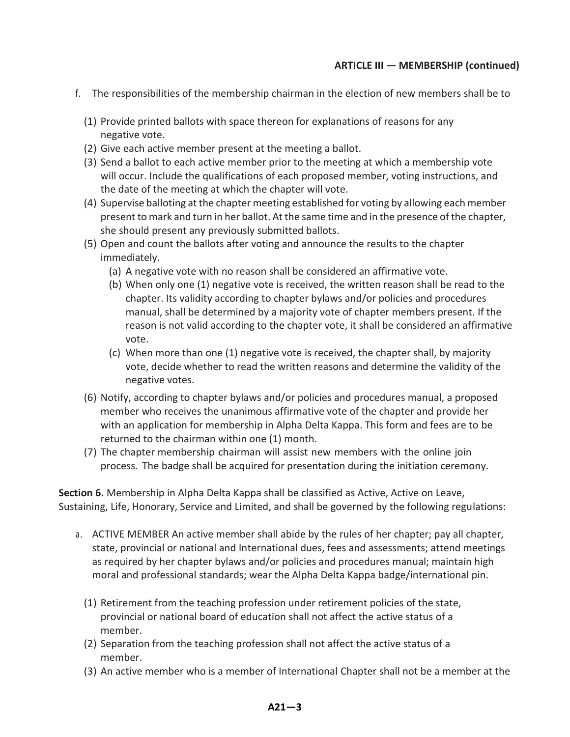**ARTICLE III — MEMBERSHIP (continued)**

f. The responsibilities of the membership chairman in the election of new members shall be to

   (1) Provide printed ballots with space thereon for explanations of reasons for any negative vote.
   (2) Give each active member present at the meeting a ballot.
   (3) Send a ballot to each active member prior to the meeting at which a membership vote will occur. Include the qualifications of each proposed member, voting instructions, and the date of the meeting at which the chapter will vote.
   (4) Supervise balloting at the chapter meeting established for voting by allowing each member present to mark and turn in her ballot. At the same time and in the presence of the chapter, she should present any previously submitted ballots.
   (5) Open and count the ballots after voting and announce the results to the chapter immediately.
      (a) A negative vote with no reason shall be considered an affirmative vote.
      (b) When only one (1) negative vote is received, the written reason shall be read to the chapter. Its validity according to chapter bylaws and/or policies and procedures manual, shall be determined by a majority vote of chapter members present. If the reason is not valid according to the chapter vote, it shall be considered an affirmative vote.
      (c) When more than one (1) negative vote is received, the chapter shall, by majority vote, decide whether to read the written reasons and determine the validity of the negative votes.
   (6) Notify, according to chapter bylaws and/or policies and procedures manual, a proposed member who receives the unanimous affirmative vote of the chapter and provide her with an application for membership in Alpha Delta Kappa. This form and fees are to be returned to the chairman within one (1) month.
   (7) The chapter membership chairman will assist new members with the online join process. The badge shall be acquired for presentation during the initiation ceremony.

**Section 6.** Membership in Alpha Delta Kappa shall be classified as Active, Active on Leave, Sustaining, Life, Honorary, Service and Limited, and shall be governed by the following regulations:

a. ACTIVE MEMBER An active member shall abide by the rules of her chapter; pay all chapter, state, provincial or national and International dues, fees and assessments; attend meetings as required by her chapter bylaws and/or policies and procedures manual; maintain high moral and professional standards; wear the Alpha Delta Kappa badge/international pin.

   (1) Retirement from the teaching profession under retirement policies of the state, provincial or national board of education shall not affect the active status of a member.
   (2) Separation from the teaching profession shall not affect the active status of a member.
   (3) An active member who is a member of International Chapter shall not be a member at the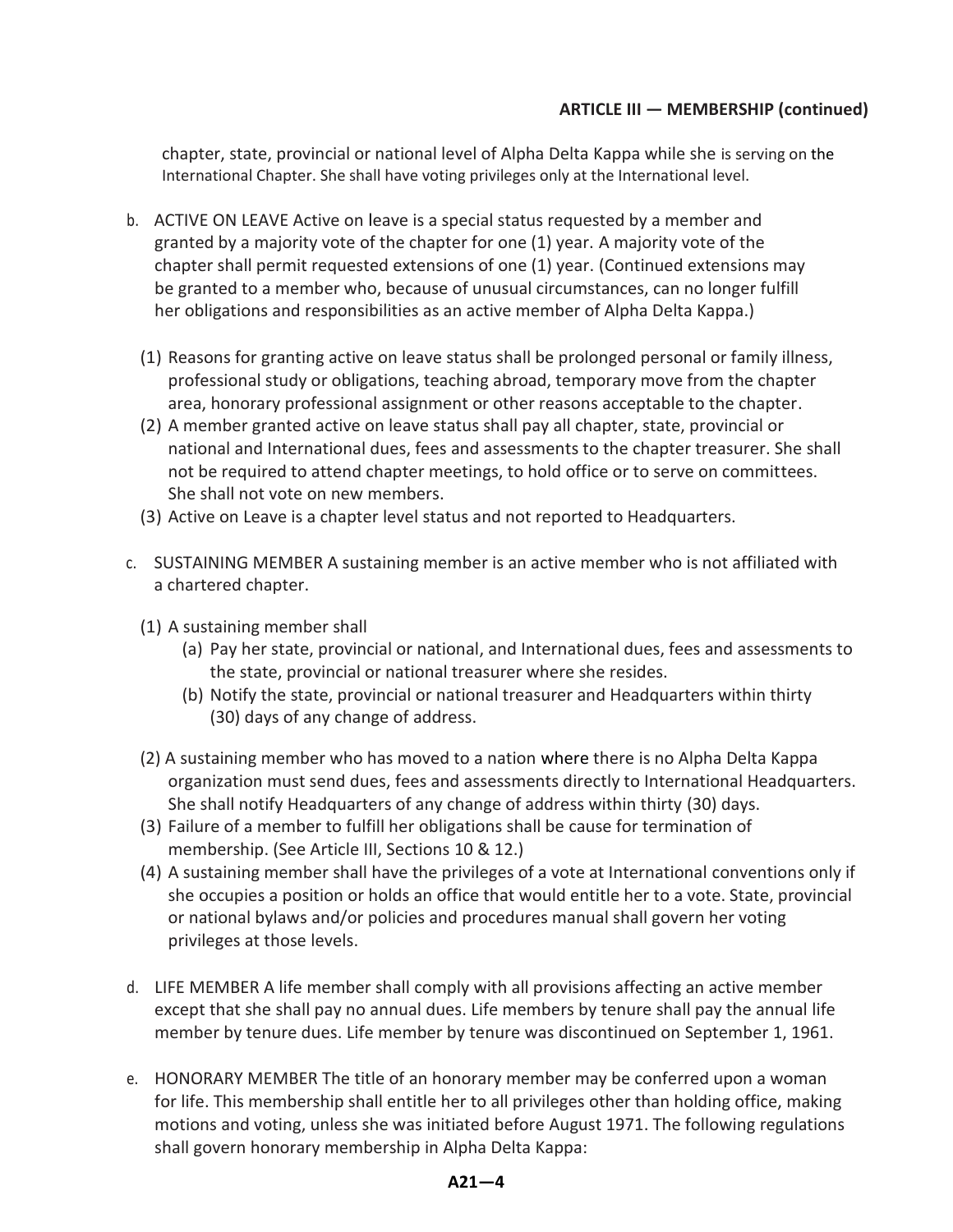chapter, state, provincial or national level of Alpha Delta Kappa while she is serving on the International Chapter. She shall have voting privileges only at the International level.

b. ACTIVE ON LEAVE Active on leave is a special status requested by a member and granted by a majority vote of the chapter for one (1) year. A majority vote of the chapter shall permit requested extensions of one (1) year. (Continued extensions may be granted to a member who, because of unusual circumstances, can no longer fulfill her obligations and responsibilities as an active member of Alpha Delta Kappa.)

   (1) Reasons for granting active on leave status shall be prolonged personal or family illness, professional study or obligations, teaching abroad, temporary move from the chapter area, honorary professional assignment or other reasons acceptable to the chapter.
   (2) A member granted active on leave status shall pay all chapter, state, provincial or national and International dues, fees and assessments to the chapter treasurer. She shall not be required to attend chapter meetings, to hold office or to serve on committees. She shall not vote on new members.
   (3) Active on Leave is a chapter level status and not reported to Headquarters.

c. SUSTAINING MEMBER A sustaining member is an active member who is not affiliated with a chartered chapter.

   (1) A sustaining member shall
      (a) Pay her state, provincial or national, and International dues, fees and assessments to the state, provincial or national treasurer where she resides.
      (b) Notify the state, provincial or national treasurer and Headquarters within thirty (30) days of any change of address.
   (2) A sustaining member who has moved to a nation where there is no Alpha Delta Kappa organization must send dues, fees and assessments directly to International Headquarters. She shall notify Headquarters of any change of address within thirty (30) days.
   (3) Failure of a member to fulfill her obligations shall be cause for termination of membership. (See Article III, Sections 10 & 12.)
   (4) A sustaining member shall have the privileges of a vote at International conventions only if she occupies a position or holds an office that would entitle her to a vote. State, provincial or national bylaws and/or policies and procedures manual shall govern her voting privileges at those levels.

d. LIFE MEMBER A life member shall comply with all provisions affecting an active member except that she shall pay no annual dues. Life members by tenure shall pay the annual life member by tenure dues. Life member by tenure was discontinued on September 1, 1961.

e. HONORARY MEMBER The title of an honorary member may be conferred upon a woman for life. This membership shall entitle her to all privileges other than holding office, making motions and voting, unless she was initiated before August 1971. The following regulations shall govern honorary membership in Alpha Delta Kappa: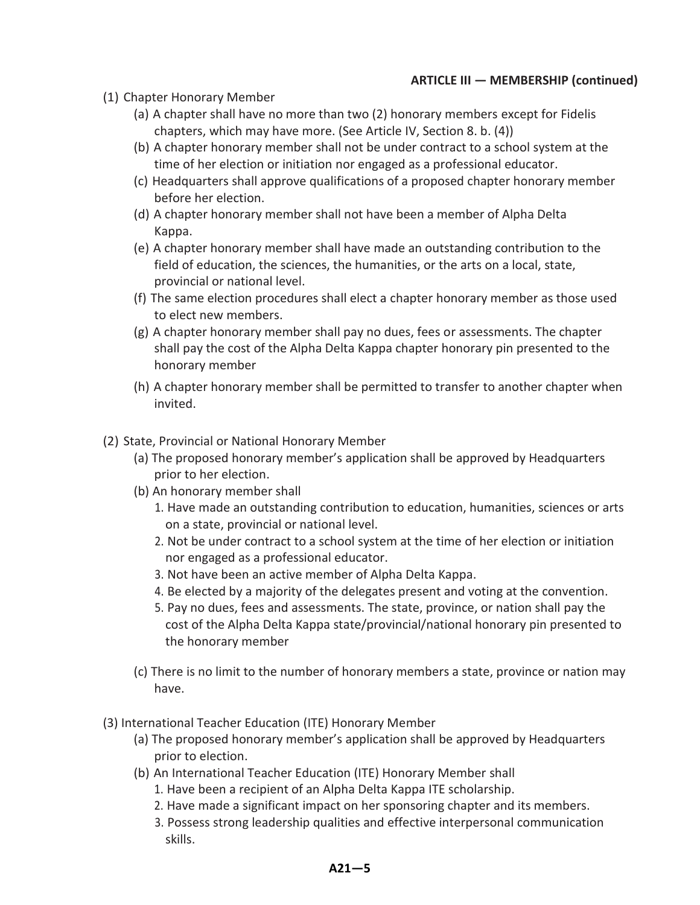**ARTICLE III — MEMBERSHIP (continued)**

(1) Chapter Honorary Member

- (a) A chapter shall have no more than two (2) honorary members except for Fidelis chapters, which may have more. (See Article IV, Section 8. b. (4))
- (b) A chapter honorary member shall not be under contract to a school system at the time of her election or initiation nor engaged as a professional educator.
- (c) Headquarters shall approve qualifications of a proposed chapter honorary member before her election.
- (d) A chapter honorary member shall not have been a member of Alpha Delta Kappa.
- (e) A chapter honorary member shall have made an outstanding contribution to the field of education, the sciences, the humanities, or the arts on a local, state, provincial or national level.
- (f) The same election procedures shall elect a chapter honorary member as those used to elect new members.
- (g) A chapter honorary member shall pay no dues, fees or assessments. The chapter shall pay the cost of the Alpha Delta Kappa chapter honorary pin presented to the honorary member
- (h) A chapter honorary member shall be permitted to transfer to another chapter when invited.

(2) State, Provincial or National Honorary Member

- (a) The proposed honorary member's application shall be approved by Headquarters prior to her election.
- (b) An honorary member shall
  1. Have made an outstanding contribution to education, humanities, sciences or arts on a state, provincial or national level.
  2. Not be under contract to a school system at the time of her election or initiation nor engaged as a professional educator.
  3. Not have been an active member of Alpha Delta Kappa.
  4. Be elected by a majority of the delegates present and voting at the convention.
  5. Pay no dues, fees and assessments. The state, province, or nation shall pay the cost of the Alpha Delta Kappa state/provincial/national honorary pin presented to the honorary member
- (c) There is no limit to the number of honorary members a state, province or nation may have.

(3) International Teacher Education (ITE) Honorary Member

- (a) The proposed honorary member's application shall be approved by Headquarters prior to election.
- (b) An International Teacher Education (ITE) Honorary Member shall
  1. Have been a recipient of an Alpha Delta Kappa ITE scholarship.
  2. Have made a significant impact on her sponsoring chapter and its members.
  3. Possess strong leadership qualities and effective interpersonal communication skills.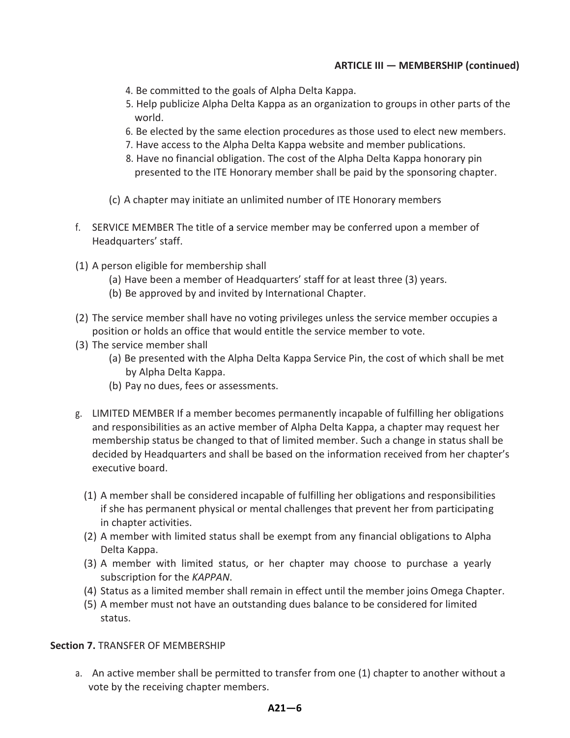**ARTICLE III — MEMBERSHIP (continued)**

4. Be committed to the goals of Alpha Delta Kappa.
5. Help publicize Alpha Delta Kappa as an organization to groups in other parts of the world.
6. Be elected by the same election procedures as those used to elect new members.
7. Have access to the Alpha Delta Kappa website and member publications.
8. Have no financial obligation. The cost of the Alpha Delta Kappa honorary pin presented to the ITE Honorary member shall be paid by the sponsoring chapter.

(c) A chapter may initiate an unlimited number of ITE Honorary members

f. SERVICE MEMBER The title of a service member may be conferred upon a member of Headquarters' staff.

(1) A person eligible for membership shall
   - (a) Have been a member of Headquarters' staff for at least three (3) years.
   - (b) Be approved by and invited by International Chapter.

(2) The service member shall have no voting privileges unless the service member occupies a position or holds an office that would entitle the service member to vote.

(3) The service member shall
   - (a) Be presented with the Alpha Delta Kappa Service Pin, the cost of which shall be met by Alpha Delta Kappa.
   - (b) Pay no dues, fees or assessments.

g. LIMITED MEMBER If a member becomes permanently incapable of fulfilling her obligations and responsibilities as an active member of Alpha Delta Kappa, a chapter may request her membership status be changed to that of limited member. Such a change in status shall be decided by Headquarters and shall be based on the information received from her chapter's executive board.

(1) A member shall be considered incapable of fulfilling her obligations and responsibilities if she has permanent physical or mental challenges that prevent her from participating in chapter activities.
(2) A member with limited status shall be exempt from any financial obligations to Alpha Delta Kappa.
(3) A member with limited status, or her chapter may choose to purchase a yearly subscription for the *KAPPAN*.
(4) Status as a limited member shall remain in effect until the member joins Omega Chapter.
(5) A member must not have an outstanding dues balance to be considered for limited status.

**Section 7.** TRANSFER OF MEMBERSHIP

a. An active member shall be permitted to transfer from one (1) chapter to another without a vote by the receiving chapter members.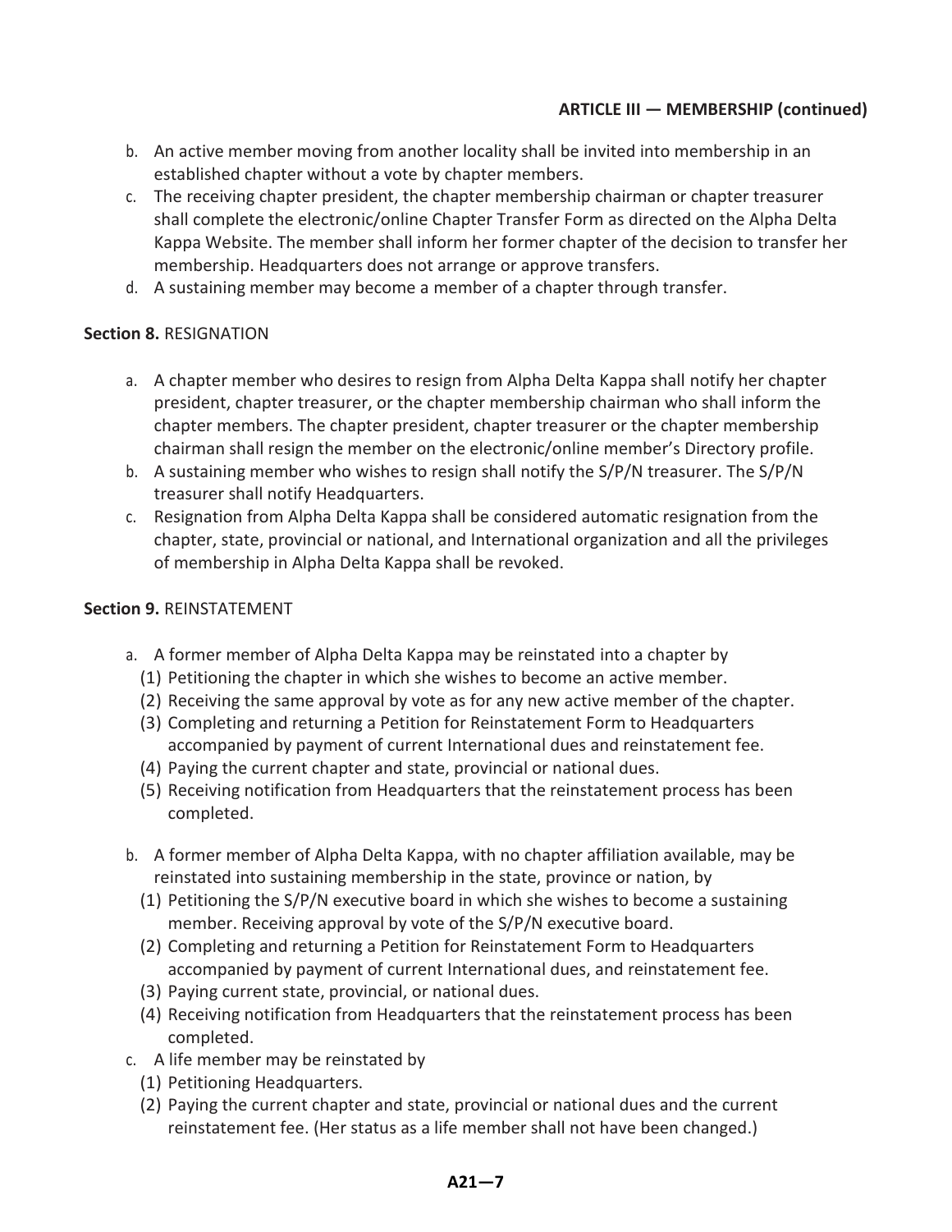**ARTICLE III — MEMBERSHIP (continued)**

b. An active member moving from another locality shall be invited into membership in an established chapter without a vote by chapter members.
c. The receiving chapter president, the chapter membership chairman or chapter treasurer shall complete the electronic/online Chapter Transfer Form as directed on the Alpha Delta Kappa Website. The member shall inform her former chapter of the decision to transfer her membership. Headquarters does not arrange or approve transfers.
d. A sustaining member may become a member of a chapter through transfer.

**Section 8.** RESIGNATION

a. A chapter member who desires to resign from Alpha Delta Kappa shall notify her chapter president, chapter treasurer, or the chapter membership chairman who shall inform the chapter members. The chapter president, chapter treasurer or the chapter membership chairman shall resign the member on the electronic/online member's Directory profile.
b. A sustaining member who wishes to resign shall notify the S/P/N treasurer. The S/P/N treasurer shall notify Headquarters.
c. Resignation from Alpha Delta Kappa shall be considered automatic resignation from the chapter, state, provincial or national, and International organization and all the privileges of membership in Alpha Delta Kappa shall be revoked.

**Section 9.** REINSTATEMENT

a. A former member of Alpha Delta Kappa may be reinstated into a chapter by
   (1) Petitioning the chapter in which she wishes to become an active member.
   (2) Receiving the same approval by vote as for any new active member of the chapter.
   (3) Completing and returning a Petition for Reinstatement Form to Headquarters accompanied by payment of current International dues and reinstatement fee.
   (4) Paying the current chapter and state, provincial or national dues.
   (5) Receiving notification from Headquarters that the reinstatement process has been completed.

b. A former member of Alpha Delta Kappa, with no chapter affiliation available, may be reinstated into sustaining membership in the state, province or nation, by
   (1) Petitioning the S/P/N executive board in which she wishes to become a sustaining member. Receiving approval by vote of the S/P/N executive board.
   (2) Completing and returning a Petition for Reinstatement Form to Headquarters accompanied by payment of current International dues, and reinstatement fee.
   (3) Paying current state, provincial, or national dues.
   (4) Receiving notification from Headquarters that the reinstatement process has been completed.
c. A life member may be reinstated by
   (1) Petitioning Headquarters.
   (2) Paying the current chapter and state, provincial or national dues and the current reinstatement fee. (Her status as a life member shall not have been changed.)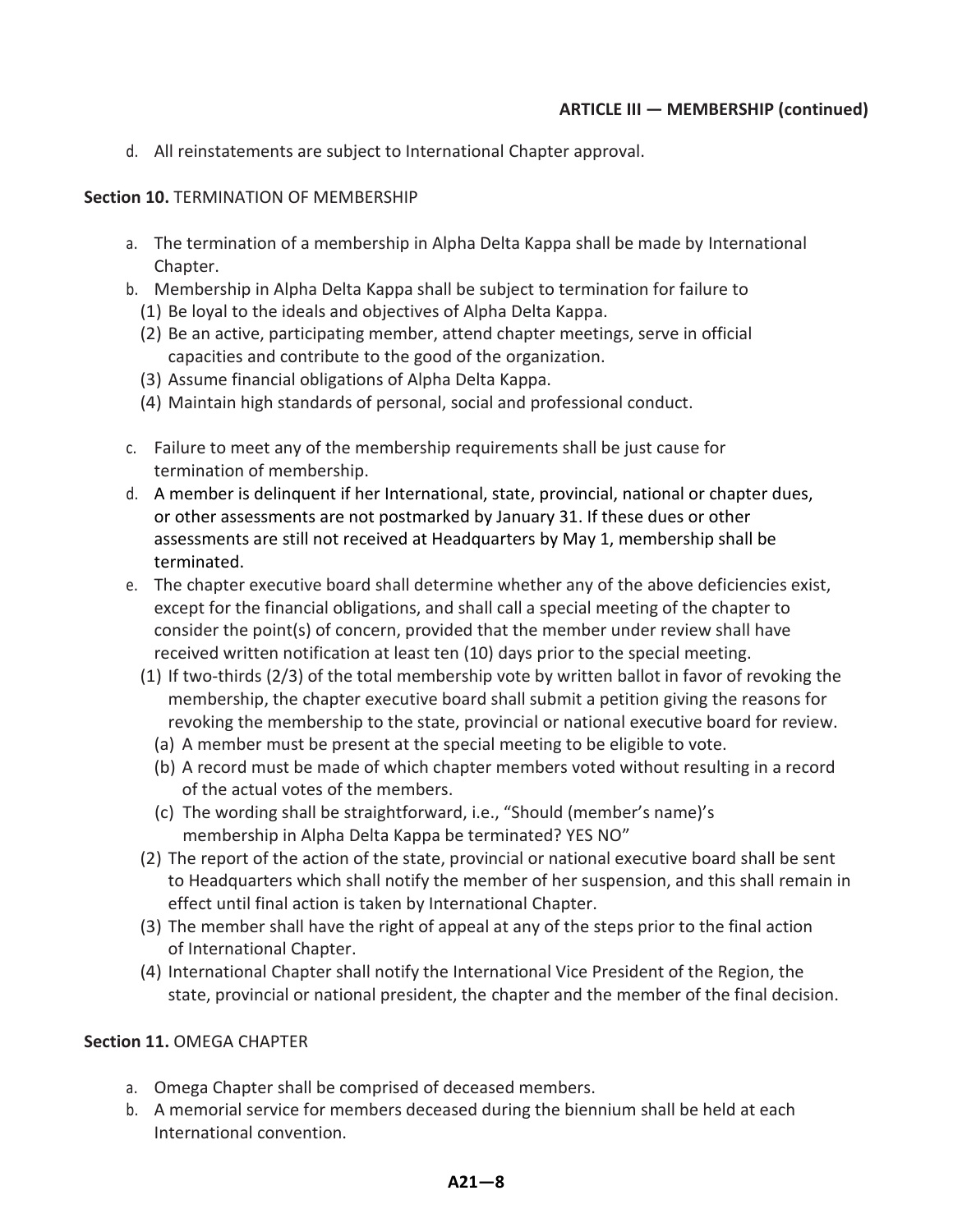**ARTICLE III — MEMBERSHIP (continued)**

d. All reinstatements are subject to International Chapter approval.

**Section 10.** TERMINATION OF MEMBERSHIP

a. The termination of a membership in Alpha Delta Kappa shall be made by International Chapter.
b. Membership in Alpha Delta Kappa shall be subject to termination for failure to
   (1) Be loyal to the ideals and objectives of Alpha Delta Kappa.
   (2) Be an active, participating member, attend chapter meetings, serve in official capacities and contribute to the good of the organization.
   (3) Assume financial obligations of Alpha Delta Kappa.
   (4) Maintain high standards of personal, social and professional conduct.
c. Failure to meet any of the membership requirements shall be just cause for termination of membership.
d. A member is delinquent if her International, state, provincial, national or chapter dues, or other assessments are not postmarked by January 31. If these dues or other assessments are still not received at Headquarters by May 1, membership shall be terminated.
e. The chapter executive board shall determine whether any of the above deficiencies exist, except for the financial obligations, and shall call a special meeting of the chapter to consider the point(s) of concern, provided that the member under review shall have received written notification at least ten (10) days prior to the special meeting.
   (1) If two-thirds (2/3) of the total membership vote by written ballot in favor of revoking the membership, the chapter executive board shall submit a petition giving the reasons for revoking the membership to the state, provincial or national executive board for review.
      (a) A member must be present at the special meeting to be eligible to vote.
      (b) A record must be made of which chapter members voted without resulting in a record of the actual votes of the members.
      (c) The wording shall be straightforward, i.e., "Should (member's name)'s membership in Alpha Delta Kappa be terminated? YES NO"
   (2) The report of the action of the state, provincial or national executive board shall be sent to Headquarters which shall notify the member of her suspension, and this shall remain in effect until final action is taken by International Chapter.
   (3) The member shall have the right of appeal at any of the steps prior to the final action of International Chapter.
   (4) International Chapter shall notify the International Vice President of the Region, the state, provincial or national president, the chapter and the member of the final decision.

**Section 11.** OMEGA CHAPTER

a. Omega Chapter shall be comprised of deceased members.
b. A memorial service for members deceased during the biennium shall be held at each International convention.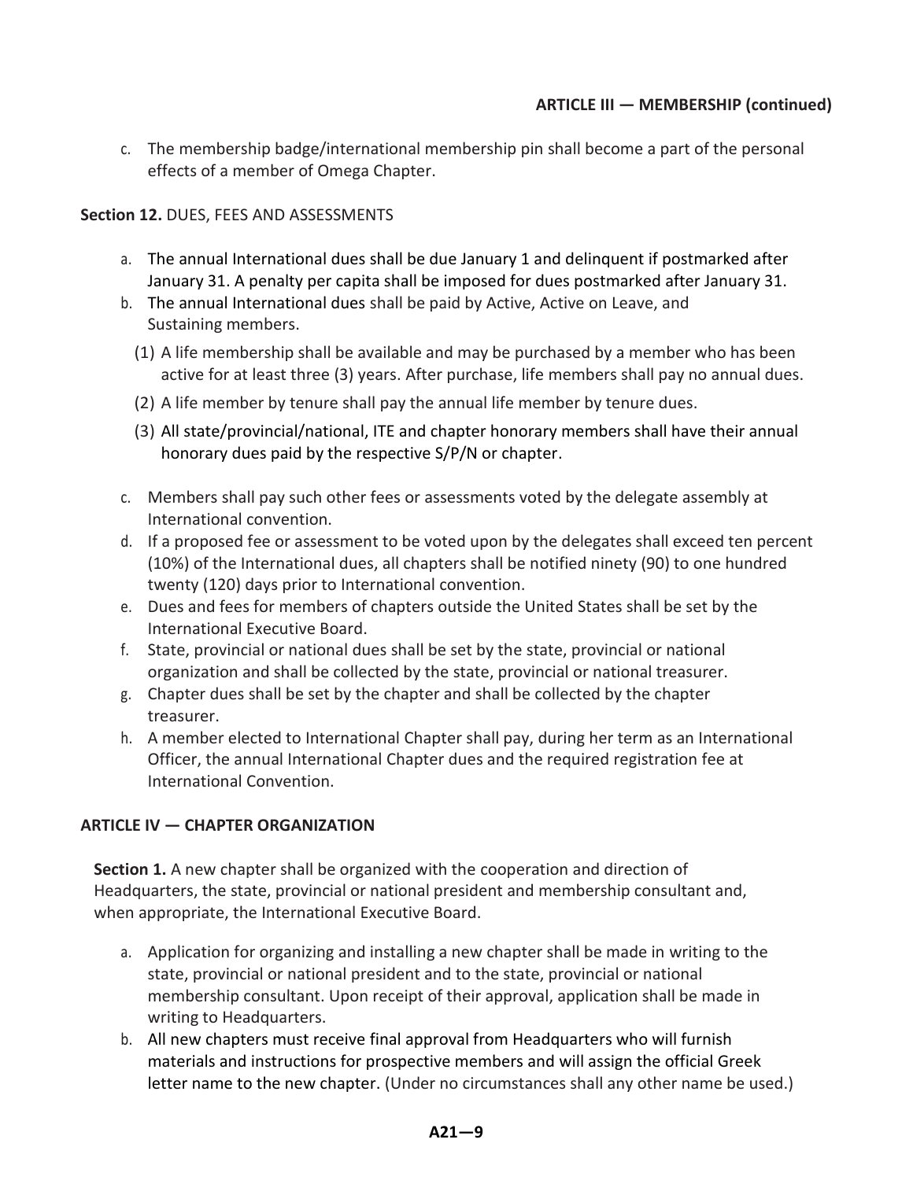**ARTICLE III — MEMBERSHIP (continued)**

c. The membership badge/international membership pin shall become a part of the personal effects of a member of Omega Chapter.

**Section 12.** DUES, FEES AND ASSESSMENTS

a. The annual International dues shall be due January 1 and delinquent if postmarked after January 31. A penalty per capita shall be imposed for dues postmarked after January 31.
b. The annual International dues shall be paid by Active, Active on Leave, and Sustaining members.
   (1) A life membership shall be available and may be purchased by a member who has been active for at least three (3) years. After purchase, life members shall pay no annual dues.
   (2) A life member by tenure shall pay the annual life member by tenure dues.
   (3) All state/provincial/national, ITE and chapter honorary members shall have their annual honorary dues paid by the respective S/P/N or chapter.
c. Members shall pay such other fees or assessments voted by the delegate assembly at International convention.
d. If a proposed fee or assessment to be voted upon by the delegates shall exceed ten percent (10%) of the International dues, all chapters shall be notified ninety (90) to one hundred twenty (120) days prior to International convention.
e. Dues and fees for members of chapters outside the United States shall be set by the International Executive Board.
f. State, provincial or national dues shall be set by the state, provincial or national organization and shall be collected by the state, provincial or national treasurer.
g. Chapter dues shall be set by the chapter and shall be collected by the chapter treasurer.
h. A member elected to International Chapter shall pay, during her term as an International Officer, the annual International Chapter dues and the required registration fee at International Convention.

## ARTICLE IV — CHAPTER ORGANIZATION

**Section 1.** A new chapter shall be organized with the cooperation and direction of Headquarters, the state, provincial or national president and membership consultant and, when appropriate, the International Executive Board.

a. Application for organizing and installing a new chapter shall be made in writing to the state, provincial or national president and to the state, provincial or national membership consultant. Upon receipt of their approval, application shall be made in writing to Headquarters.
b. All new chapters must receive final approval from Headquarters who will furnish materials and instructions for prospective members and will assign the official Greek letter name to the new chapter. (Under no circumstances shall any other name be used.)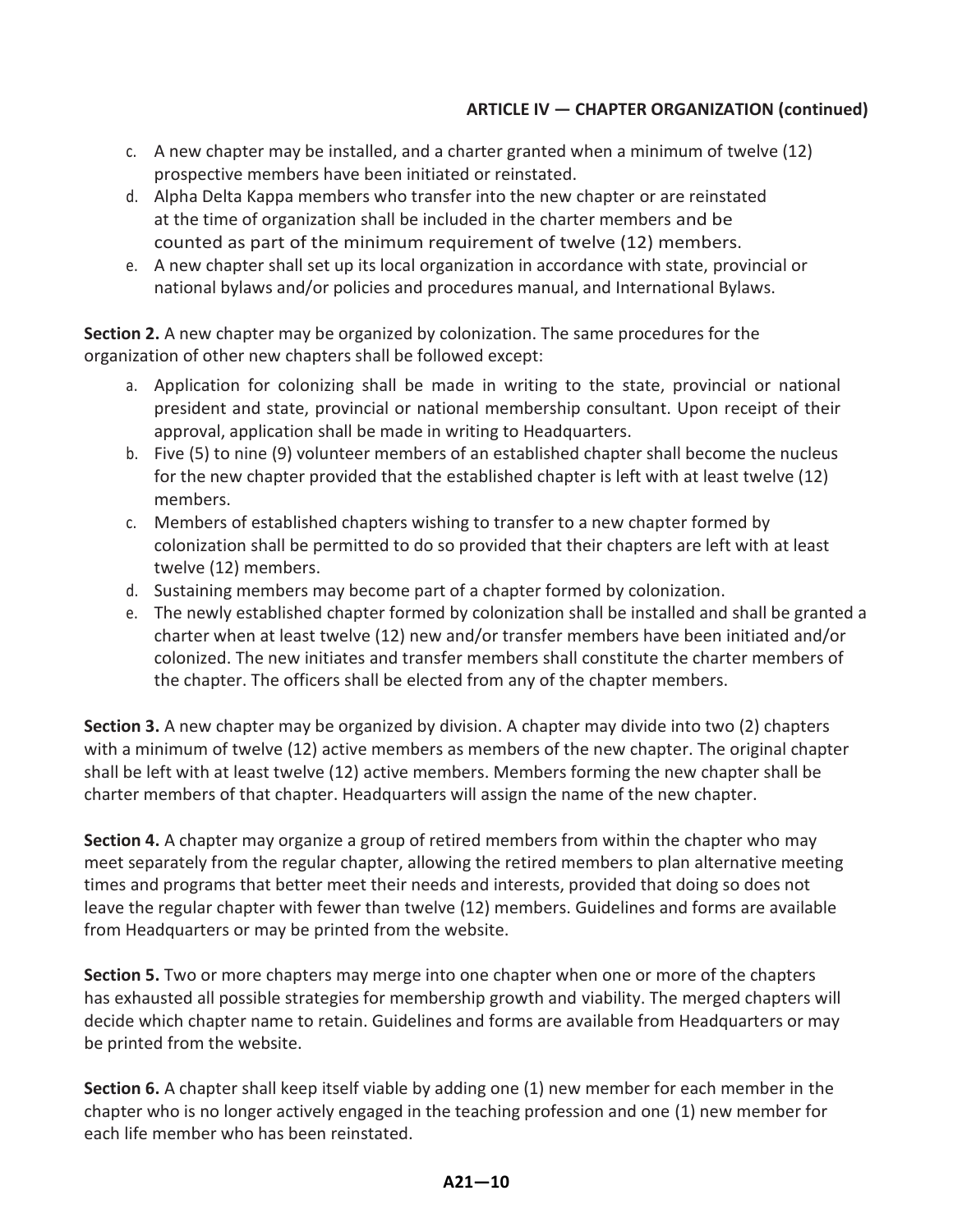### ARTICLE IV — CHAPTER ORGANIZATION (continued)

c. A new chapter may be installed, and a charter granted when a minimum of twelve (12) prospective members have been initiated or reinstated.

d. Alpha Delta Kappa members who transfer into the new chapter or are reinstated at the time of organization shall be included in the charter members and be counted as part of the minimum requirement of twelve (12) members.

e. A new chapter shall set up its local organization in accordance with state, provincial or national bylaws and/or policies and procedures manual, and International Bylaws.

**Section 2.** A new chapter may be organized by colonization. The same procedures for the organization of other new chapters shall be followed except:

a. Application for colonizing shall be made in writing to the state, provincial or national president and state, provincial or national membership consultant. Upon receipt of their approval, application shall be made in writing to Headquarters.

b. Five (5) to nine (9) volunteer members of an established chapter shall become the nucleus for the new chapter provided that the established chapter is left with at least twelve (12) members.

c. Members of established chapters wishing to transfer to a new chapter formed by colonization shall be permitted to do so provided that their chapters are left with at least twelve (12) members.

d. Sustaining members may become part of a chapter formed by colonization.

e. The newly established chapter formed by colonization shall be installed and shall be granted a charter when at least twelve (12) new and/or transfer members have been initiated and/or colonized. The new initiates and transfer members shall constitute the charter members of the chapter. The officers shall be elected from any of the chapter members.

**Section 3.** A new chapter may be organized by division. A chapter may divide into two (2) chapters with a minimum of twelve (12) active members as members of the new chapter. The original chapter shall be left with at least twelve (12) active members. Members forming the new chapter shall be charter members of that chapter. Headquarters will assign the name of the new chapter.

**Section 4.** A chapter may organize a group of retired members from within the chapter who may meet separately from the regular chapter, allowing the retired members to plan alternative meeting times and programs that better meet their needs and interests, provided that doing so does not leave the regular chapter with fewer than twelve (12) members. Guidelines and forms are available from Headquarters or may be printed from the website.

**Section 5.** Two or more chapters may merge into one chapter when one or more of the chapters has exhausted all possible strategies for membership growth and viability. The merged chapters will decide which chapter name to retain. Guidelines and forms are available from Headquarters or may be printed from the website.

**Section 6.** A chapter shall keep itself viable by adding one (1) new member for each member in the chapter who is no longer actively engaged in the teaching profession and one (1) new member for each life member who has been reinstated.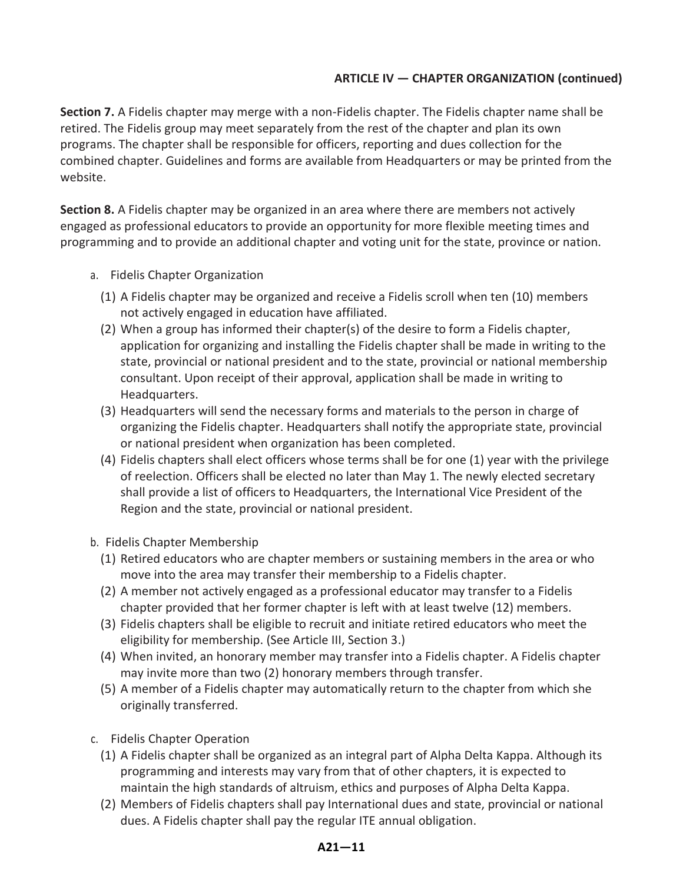**ARTICLE IV — CHAPTER ORGANIZATION (continued)**

**Section 7.** A Fidelis chapter may merge with a non-Fidelis chapter. The Fidelis chapter name shall be retired. The Fidelis group may meet separately from the rest of the chapter and plan its own programs. The chapter shall be responsible for officers, reporting and dues collection for the combined chapter. Guidelines and forms are available from Headquarters or may be printed from the website.

**Section 8.** A Fidelis chapter may be organized in an area where there are members not actively engaged as professional educators to provide an opportunity for more flexible meeting times and programming and to provide an additional chapter and voting unit for the state, province or nation.

a. Fidelis Chapter Organization

(1) A Fidelis chapter may be organized and receive a Fidelis scroll when ten (10) members not actively engaged in education have affiliated.

(2) When a group has informed their chapter(s) of the desire to form a Fidelis chapter, application for organizing and installing the Fidelis chapter shall be made in writing to the state, provincial or national president and to the state, provincial or national membership consultant. Upon receipt of their approval, application shall be made in writing to Headquarters.

(3) Headquarters will send the necessary forms and materials to the person in charge of organizing the Fidelis chapter. Headquarters shall notify the appropriate state, provincial or national president when organization has been completed.

(4) Fidelis chapters shall elect officers whose terms shall be for one (1) year with the privilege of reelection. Officers shall be elected no later than May 1. The newly elected secretary shall provide a list of officers to Headquarters, the International Vice President of the Region and the state, provincial or national president.

b. Fidelis Chapter Membership

(1) Retired educators who are chapter members or sustaining members in the area or who move into the area may transfer their membership to a Fidelis chapter.

(2) A member not actively engaged as a professional educator may transfer to a Fidelis chapter provided that her former chapter is left with at least twelve (12) members.

(3) Fidelis chapters shall be eligible to recruit and initiate retired educators who meet the eligibility for membership. (See Article III, Section 3.)

(4) When invited, an honorary member may transfer into a Fidelis chapter. A Fidelis chapter may invite more than two (2) honorary members through transfer.

(5) A member of a Fidelis chapter may automatically return to the chapter from which she originally transferred.

c. Fidelis Chapter Operation

(1) A Fidelis chapter shall be organized as an integral part of Alpha Delta Kappa. Although its programming and interests may vary from that of other chapters, it is expected to maintain the high standards of altruism, ethics and purposes of Alpha Delta Kappa.

(2) Members of Fidelis chapters shall pay International dues and state, provincial or national dues. A Fidelis chapter shall pay the regular ITE annual obligation.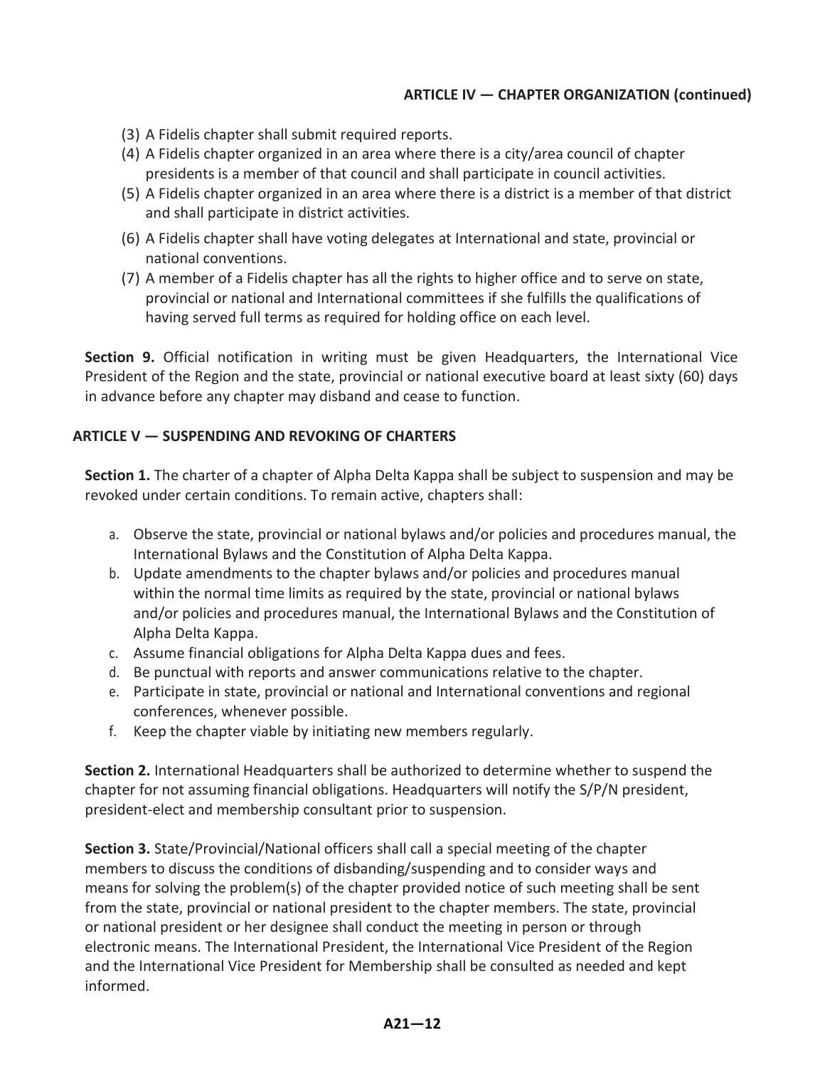## ARTICLE IV — CHAPTER ORGANIZATION (continued)

(3) A Fidelis chapter shall submit required reports.

(4) A Fidelis chapter organized in an area where there is a city/area council of chapter presidents is a member of that council and shall participate in council activities.

(5) A Fidelis chapter organized in an area where there is a district is a member of that district and shall participate in district activities.

(6) A Fidelis chapter shall have voting delegates at International and state, provincial or national conventions.

(7) A member of a Fidelis chapter has all the rights to higher office and to serve on state, provincial or national and International committees if she fulfills the qualifications of having served full terms as required for holding office on each level.

**Section 9.** Official notification in writing must be given Headquarters, the International Vice President of the Region and the state, provincial or national executive board at least sixty (60) days in advance before any chapter may disband and cease to function.

## ARTICLE V — SUSPENDING AND REVOKING OF CHARTERS

**Section 1.** The charter of a chapter of Alpha Delta Kappa shall be subject to suspension and may be revoked under certain conditions. To remain active, chapters shall:

a. Observe the state, provincial or national bylaws and/or policies and procedures manual, the International Bylaws and the Constitution of Alpha Delta Kappa.
b. Update amendments to the chapter bylaws and/or policies and procedures manual within the normal time limits as required by the state, provincial or national bylaws and/or policies and procedures manual, the International Bylaws and the Constitution of Alpha Delta Kappa.
c. Assume financial obligations for Alpha Delta Kappa dues and fees.
d. Be punctual with reports and answer communications relative to the chapter.
e. Participate in state, provincial or national and International conventions and regional conferences, whenever possible.
f. Keep the chapter viable by initiating new members regularly.

**Section 2.** International Headquarters shall be authorized to determine whether to suspend the chapter for not assuming financial obligations. Headquarters will notify the S/P/N president, president-elect and membership consultant prior to suspension.

**Section 3.** State/Provincial/National officers shall call a special meeting of the chapter members to discuss the conditions of disbanding/suspending and to consider ways and means for solving the problem(s) of the chapter provided notice of such meeting shall be sent from the state, provincial or national president to the chapter members. The state, provincial or national president or her designee shall conduct the meeting in person or through electronic means. The International President, the International Vice President of the Region and the International Vice President for Membership shall be consulted as needed and kept informed.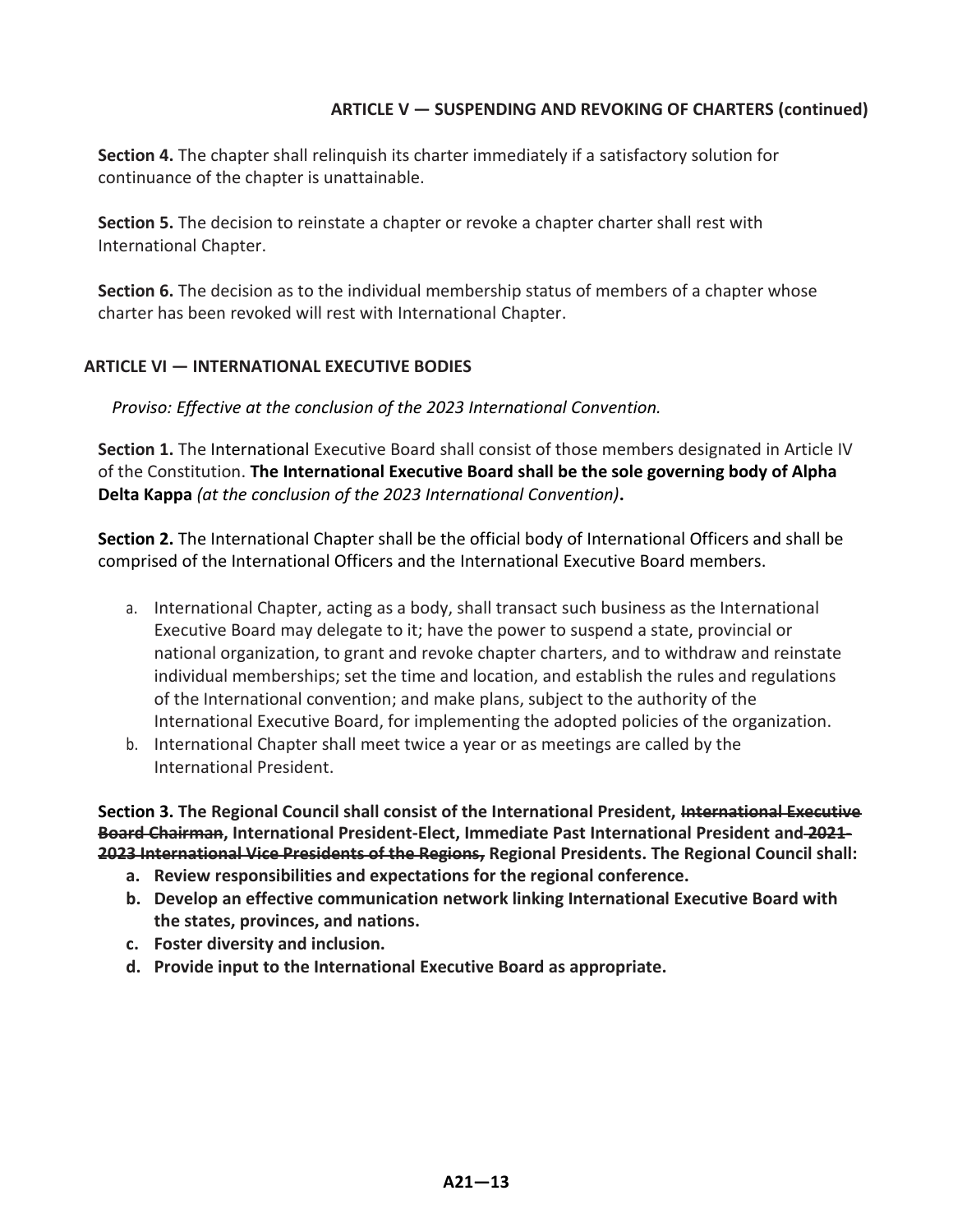## ARTICLE V — SUSPENDING AND REVOKING OF CHARTERS (continued)

**Section 4.** The chapter shall relinquish its charter immediately if a satisfactory solution for continuance of the chapter is unattainable.

**Section 5.** The decision to reinstate a chapter or revoke a chapter charter shall rest with International Chapter.

**Section 6.** The decision as to the individual membership status of members of a chapter whose charter has been revoked will rest with International Chapter.

## ARTICLE VI — INTERNATIONAL EXECUTIVE BODIES

*Proviso: Effective at the conclusion of the 2023 International Convention.*

**Section 1.** The International Executive Board shall consist of those members designated in Article IV of the Constitution. **The International Executive Board shall be the sole governing body of Alpha Delta Kappa** ***(at the conclusion of the 2023 International Convention)*****.**

**Section 2.** The International Chapter shall be the official body of International Officers and shall be comprised of the International Officers and the International Executive Board members.

a. International Chapter, acting as a body, shall transact such business as the International Executive Board may delegate to it; have the power to suspend a state, provincial or national organization, to grant and revoke chapter charters, and to withdraw and reinstate individual memberships; set the time and location, and establish the rules and regulations of the International convention; and make plans, subject to the authority of the International Executive Board, for implementing the adopted policies of the organization.

b. International Chapter shall meet twice a year or as meetings are called by the International President.

**Section 3. The Regional Council shall consist of the International President, ~~International Executive Board Chairman~~, International President-Elect, Immediate Past International President and ~~2021-2023 International Vice Presidents of the Regions,~~ Regional Presidents. The Regional Council shall:**

**a. Review responsibilities and expectations for the regional conference.**

**b. Develop an effective communication network linking International Executive Board with the states, provinces, and nations.**

**c. Foster diversity and inclusion.**

**d. Provide input to the International Executive Board as appropriate.**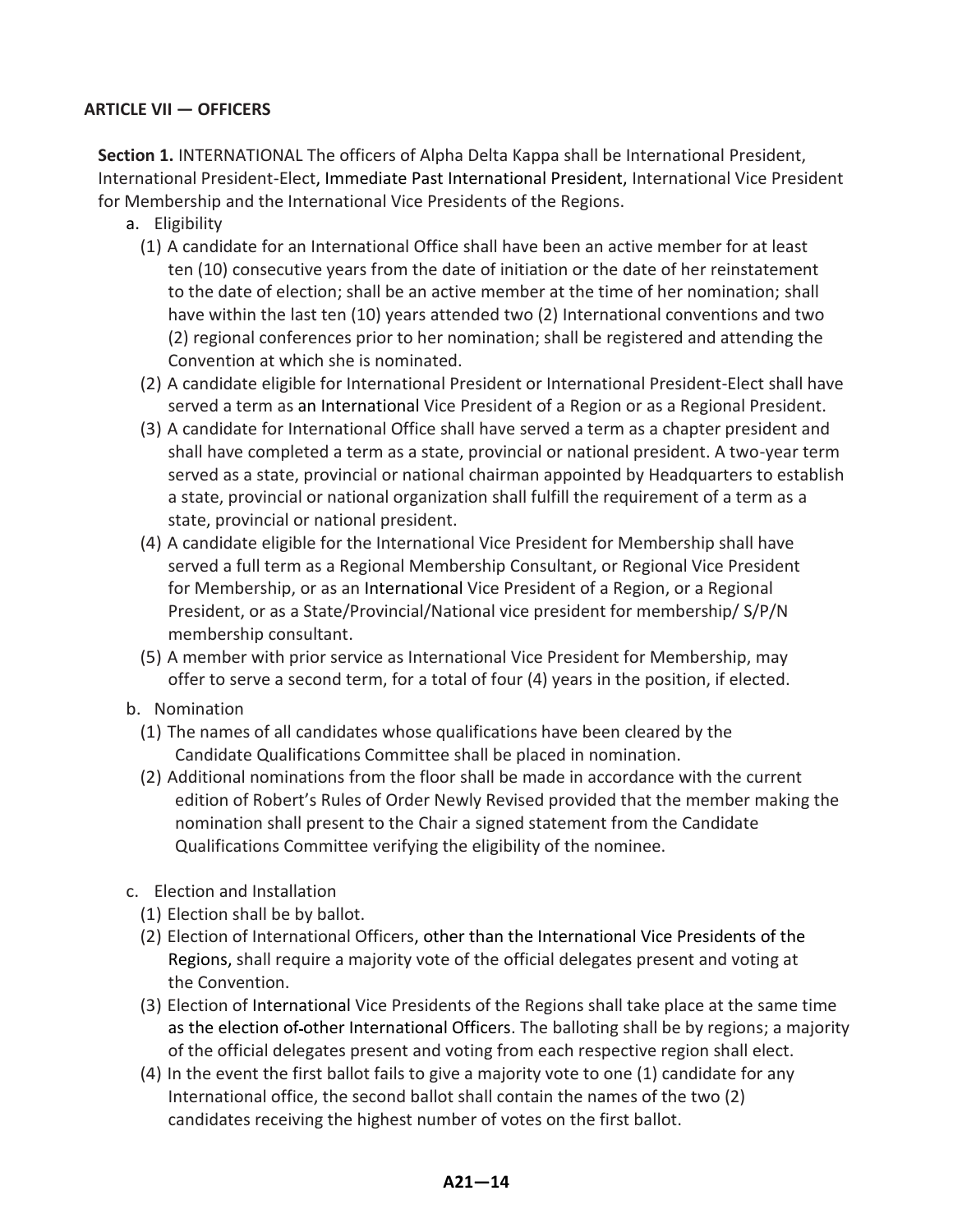**ARTICLE VII — OFFICERS**

**Section 1.** INTERNATIONAL The officers of Alpha Delta Kappa shall be International President, International President-Elect, Immediate Past International President, International Vice President for Membership and the International Vice Presidents of the Regions.

a. Eligibility

(1) A candidate for an International Office shall have been an active member for at least ten (10) consecutive years from the date of initiation or the date of her reinstatement to the date of election; shall be an active member at the time of her nomination; shall have within the last ten (10) years attended two (2) International conventions and two (2) regional conferences prior to her nomination; shall be registered and attending the Convention at which she is nominated.

(2) A candidate eligible for International President or International President-Elect shall have served a term as an International Vice President of a Region or as a Regional President.

(3) A candidate for International Office shall have served a term as a chapter president and shall have completed a term as a state, provincial or national president. A two-year term served as a state, provincial or national chairman appointed by Headquarters to establish a state, provincial or national organization shall fulfill the requirement of a term as a state, provincial or national president.

(4) A candidate eligible for the International Vice President for Membership shall have served a full term as a Regional Membership Consultant, or Regional Vice President for Membership, or as an International Vice President of a Region, or a Regional President, or as a State/Provincial/National vice president for membership/ S/P/N membership consultant.

(5) A member with prior service as International Vice President for Membership, may offer to serve a second term, for a total of four (4) years in the position, if elected.

b. Nomination

(1) The names of all candidates whose qualifications have been cleared by the Candidate Qualifications Committee shall be placed in nomination.

(2) Additional nominations from the floor shall be made in accordance with the current edition of Robert's Rules of Order Newly Revised provided that the member making the nomination shall present to the Chair a signed statement from the Candidate Qualifications Committee verifying the eligibility of the nominee.

c. Election and Installation

(1) Election shall be by ballot.

(2) Election of International Officers, other than the International Vice Presidents of the Regions, shall require a majority vote of the official delegates present and voting at the Convention.

(3) Election of International Vice Presidents of the Regions shall take place at the same time as the election of other International Officers. The balloting shall be by regions; a majority of the official delegates present and voting from each respective region shall elect.

(4) In the event the first ballot fails to give a majority vote to one (1) candidate for any International office, the second ballot shall contain the names of the two (2) candidates receiving the highest number of votes on the first ballot.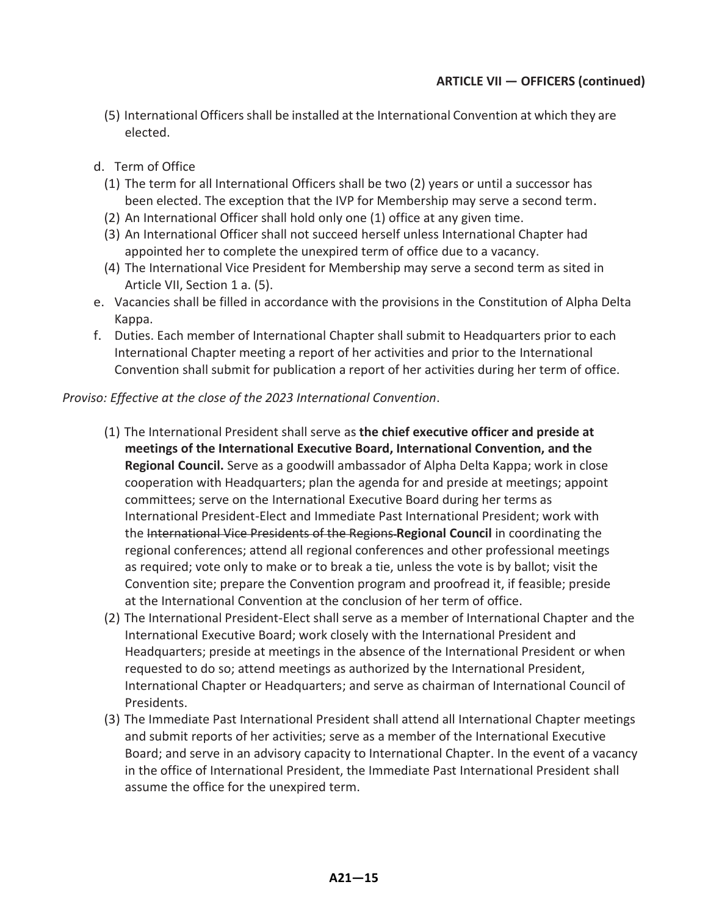**ARTICLE VII — OFFICERS (continued)**

(5) International Officers shall be installed at the International Convention at which they are elected.

d. Term of Office
   (1) The term for all International Officers shall be two (2) years or until a successor has been elected. The exception that the IVP for Membership may serve a second term.
   (2) An International Officer shall hold only one (1) office at any given time.
   (3) An International Officer shall not succeed herself unless International Chapter had appointed her to complete the unexpired term of office due to a vacancy.
   (4) The International Vice President for Membership may serve a second term as sited in Article VII, Section 1 a. (5).

e. Vacancies shall be filled in accordance with the provisions in the Constitution of Alpha Delta Kappa.

f. Duties. Each member of International Chapter shall submit to Headquarters prior to each International Chapter meeting a report of her activities and prior to the International Convention shall submit for publication a report of her activities during her term of office.

*Proviso: Effective at the close of the 2023 International Convention*.

(1) The International President shall serve as **the chief executive officer and preside at meetings of the International Executive Board, International Convention, and the Regional Council.** Serve as a goodwill ambassador of Alpha Delta Kappa; work in close cooperation with Headquarters; plan the agenda for and preside at meetings; appoint committees; serve on the International Executive Board during her terms as International President-Elect and Immediate Past International President; work with the ~~International Vice Presidents of the Regions~~ **Regional Council** in coordinating the regional conferences; attend all regional conferences and other professional meetings as required; vote only to make or to break a tie, unless the vote is by ballot; visit the Convention site; prepare the Convention program and proofread it, if feasible; preside at the International Convention at the conclusion of her term of office.

(2) The International President-Elect shall serve as a member of International Chapter and the International Executive Board; work closely with the International President and Headquarters; preside at meetings in the absence of the International President or when requested to do so; attend meetings as authorized by the International President, International Chapter or Headquarters; and serve as chairman of International Council of Presidents.

(3) The Immediate Past International President shall attend all International Chapter meetings and submit reports of her activities; serve as a member of the International Executive Board; and serve in an advisory capacity to International Chapter. In the event of a vacancy in the office of International President, the Immediate Past International President shall assume the office for the unexpired term.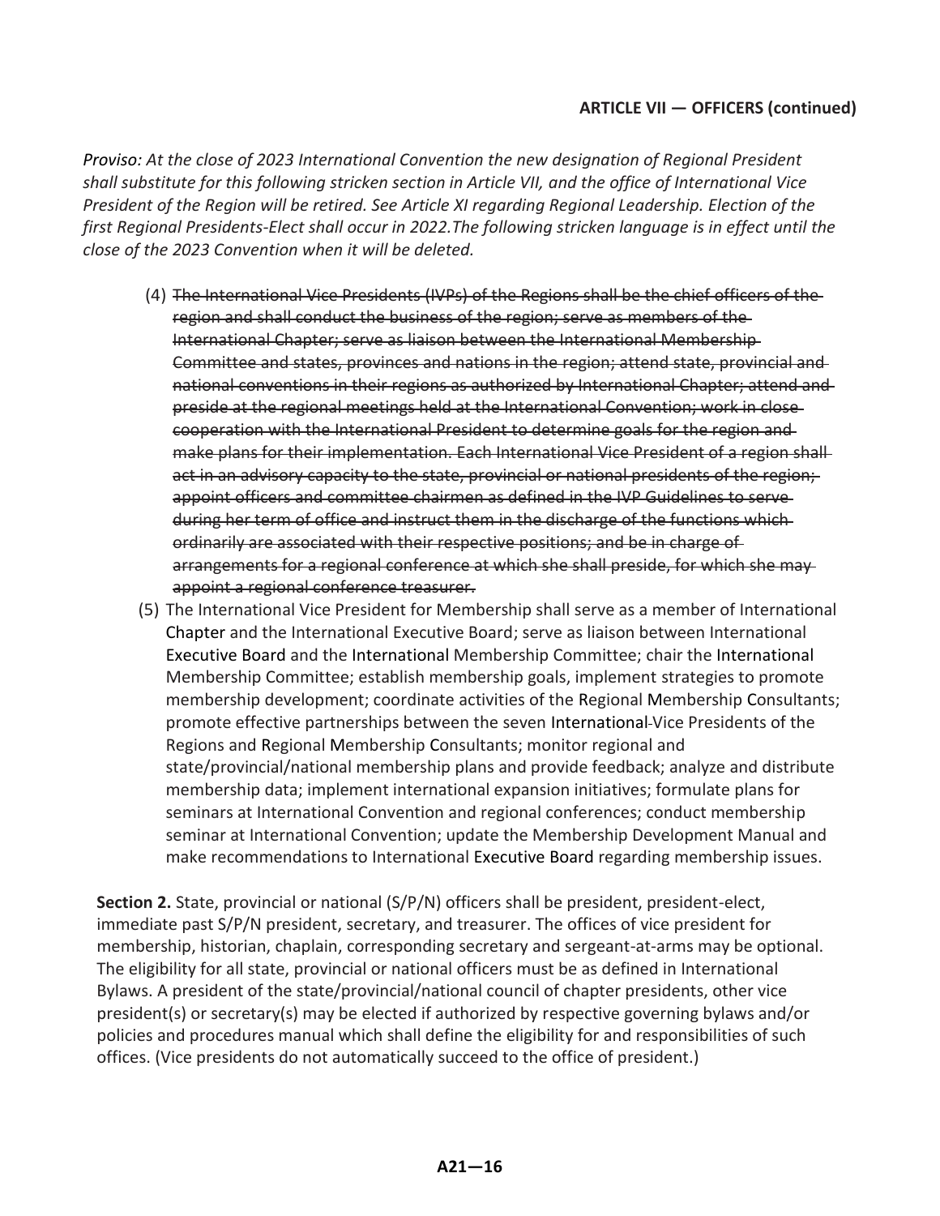**ARTICLE VII — OFFICERS (continued)**

*Proviso: At the close of 2023 International Convention the new designation of Regional President shall substitute for this following stricken section in Article VII, and the office of International Vice President of the Region will be retired. See Article XI regarding Regional Leadership. Election of the first Regional Presidents-Elect shall occur in 2022.The following stricken language is in effect until the close of the 2023 Convention when it will be deleted.*

(4) ~~The International Vice Presidents (IVPs) of the Regions shall be the chief officers of the region and shall conduct the business of the region; serve as members of the International Chapter; serve as liaison between the International Membership Committee and states, provinces and nations in the region; attend state, provincial and national conventions in their regions as authorized by International Chapter; attend and preside at the regional meetings held at the International Convention; work in close cooperation with the International President to determine goals for the region and make plans for their implementation. Each International Vice President of a region shall act in an advisory capacity to the state, provincial or national presidents of the region; appoint officers and committee chairmen as defined in the IVP Guidelines to serve during her term of office and instruct them in the discharge of the functions which ordinarily are associated with their respective positions; and be in charge of arrangements for a regional conference at which she shall preside, for which she may appoint a regional conference treasurer.~~

(5) The International Vice President for Membership shall serve as a member of International Chapter and the International Executive Board; serve as liaison between International Executive Board and the International Membership Committee; chair the International Membership Committee; establish membership goals, implement strategies to promote membership development; coordinate activities of the Regional Membership Consultants; promote effective partnerships between the seven International ~~-~~Vice Presidents of the Regions and Regional Membership Consultants; monitor regional and state/provincial/national membership plans and provide feedback; analyze and distribute membership data; implement international expansion initiatives; formulate plans for seminars at International Convention and regional conferences; conduct membership seminar at International Convention; update the Membership Development Manual and make recommendations to International Executive Board regarding membership issues.

**Section 2.** State, provincial or national (S/P/N) officers shall be president, president-elect, immediate past S/P/N president, secretary, and treasurer. The offices of vice president for membership, historian, chaplain, corresponding secretary and sergeant-at-arms may be optional. The eligibility for all state, provincial or national officers must be as defined in International Bylaws. A president of the state/provincial/national council of chapter presidents, other vice president(s) or secretary(s) may be elected if authorized by respective governing bylaws and/or policies and procedures manual which shall define the eligibility for and responsibilities of such offices. (Vice presidents do not automatically succeed to the office of president.)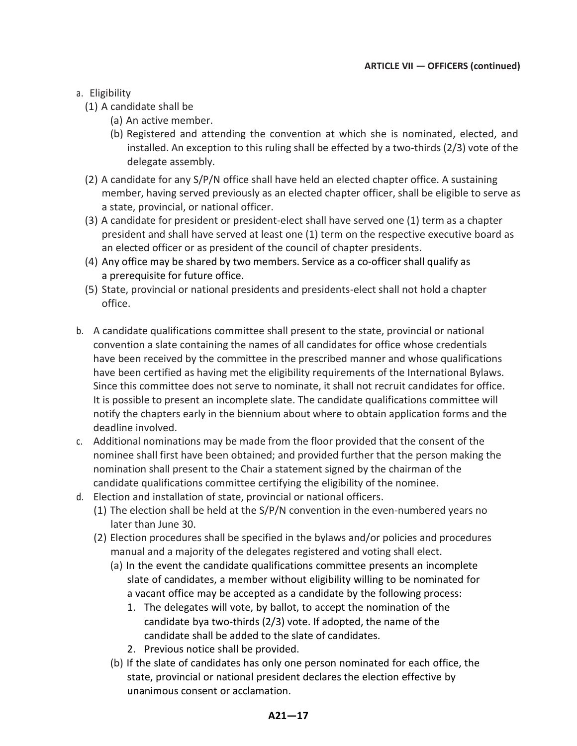**ARTICLE VII — OFFICERS (continued)**

a. Eligibility
   (1) A candidate shall be
      (a) An active member.
      (b) Registered and attending the convention at which she is nominated, elected, and installed. An exception to this ruling shall be effected by a two-thirds (2/3) vote of the delegate assembly.
   (2) A candidate for any S/P/N office shall have held an elected chapter office. A sustaining member, having served previously as an elected chapter officer, shall be eligible to serve as a state, provincial, or national officer.
   (3) A candidate for president or president-elect shall have served one (1) term as a chapter president and shall have served at least one (1) term on the respective executive board as an elected officer or as president of the council of chapter presidents.
   (4) Any office may be shared by two members. Service as a co-officer shall qualify as a prerequisite for future office.
   (5) State, provincial or national presidents and presidents-elect shall not hold a chapter office.

b. A candidate qualifications committee shall present to the state, provincial or national convention a slate containing the names of all candidates for office whose credentials have been received by the committee in the prescribed manner and whose qualifications have been certified as having met the eligibility requirements of the International Bylaws. Since this committee does not serve to nominate, it shall not recruit candidates for office. It is possible to present an incomplete slate. The candidate qualifications committee will notify the chapters early in the biennium about where to obtain application forms and the deadline involved.

c. Additional nominations may be made from the floor provided that the consent of the nominee shall first have been obtained; and provided further that the person making the nomination shall present to the Chair a statement signed by the chairman of the candidate qualifications committee certifying the eligibility of the nominee.

d. Election and installation of state, provincial or national officers.
   (1) The election shall be held at the S/P/N convention in the even-numbered years no later than June 30.
   (2) Election procedures shall be specified in the bylaws and/or policies and procedures manual and a majority of the delegates registered and voting shall elect.
      (a) In the event the candidate qualifications committee presents an incomplete slate of candidates, a member without eligibility willing to be nominated for a vacant office may be accepted as a candidate by the following process:
         1. The delegates will vote, by ballot, to accept the nomination of the candidate bya two-thirds (2/3) vote. If adopted, the name of the candidate shall be added to the slate of candidates.
         2. Previous notice shall be provided.
      (b) If the slate of candidates has only one person nominated for each office, the state, provincial or national president declares the election effective by unanimous consent or acclamation.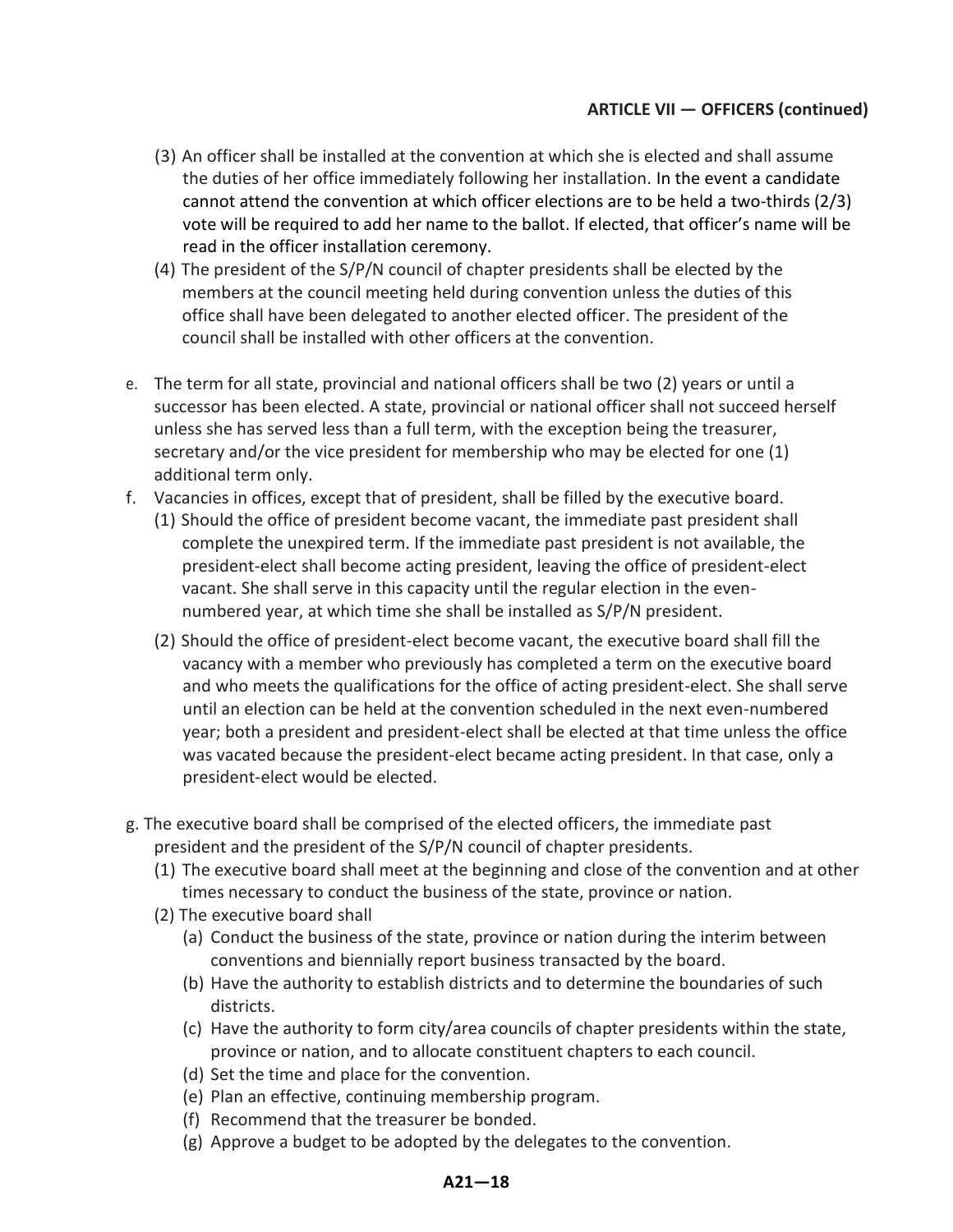**ARTICLE VII — OFFICERS (continued)**

(3) An officer shall be installed at the convention at which she is elected and shall assume the duties of her office immediately following her installation. In the event a candidate cannot attend the convention at which officer elections are to be held a two-thirds (2/3) vote will be required to add her name to the ballot. If elected, that officer's name will be read in the officer installation ceremony.

(4) The president of the S/P/N council of chapter presidents shall be elected by the members at the council meeting held during convention unless the duties of this office shall have been delegated to another elected officer. The president of the council shall be installed with other officers at the convention.

e. The term for all state, provincial and national officers shall be two (2) years or until a successor has been elected. A state, provincial or national officer shall not succeed herself unless she has served less than a full term, with the exception being the treasurer, secretary and/or the vice president for membership who may be elected for one (1) additional term only.

f. Vacancies in offices, except that of president, shall be filled by the executive board.

(1) Should the office of president become vacant, the immediate past president shall complete the unexpired term. If the immediate past president is not available, the president-elect shall become acting president, leaving the office of president-elect vacant. She shall serve in this capacity until the regular election in the even-numbered year, at which time she shall be installed as S/P/N president.

(2) Should the office of president-elect become vacant, the executive board shall fill the vacancy with a member who previously has completed a term on the executive board and who meets the qualifications for the office of acting president-elect. She shall serve until an election can be held at the convention scheduled in the next even-numbered year; both a president and president-elect shall be elected at that time unless the office was vacated because the president-elect became acting president. In that case, only a president-elect would be elected.

g. The executive board shall be comprised of the elected officers, the immediate past president and the president of the S/P/N council of chapter presidents.

(1) The executive board shall meet at the beginning and close of the convention and at other times necessary to conduct the business of the state, province or nation.

(2) The executive board shall

(a) Conduct the business of the state, province or nation during the interim between conventions and biennially report business transacted by the board.

(b) Have the authority to establish districts and to determine the boundaries of such districts.

(c) Have the authority to form city/area councils of chapter presidents within the state, province or nation, and to allocate constituent chapters to each council.

(d) Set the time and place for the convention.

(e) Plan an effective, continuing membership program.

(f) Recommend that the treasurer be bonded.

(g) Approve a budget to be adopted by the delegates to the convention.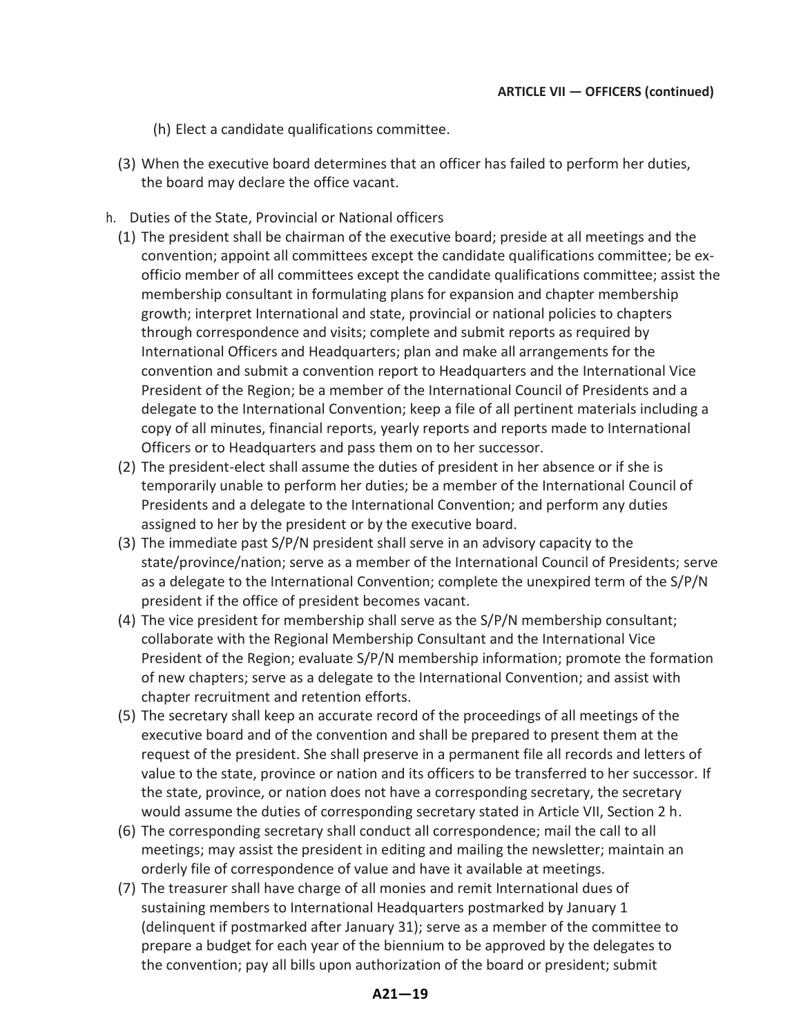(h) Elect a candidate qualifications committee.

(3) When the executive board determines that an officer has failed to perform her duties, the board may declare the office vacant.

h. Duties of the State, Provincial or National officers

(1) The president shall be chairman of the executive board; preside at all meetings and the convention; appoint all committees except the candidate qualifications committee; be ex-officio member of all committees except the candidate qualifications committee; assist the membership consultant in formulating plans for expansion and chapter membership growth; interpret International and state, provincial or national policies to chapters through correspondence and visits; complete and submit reports as required by International Officers and Headquarters; plan and make all arrangements for the convention and submit a convention report to Headquarters and the International Vice President of the Region; be a member of the International Council of Presidents and a delegate to the International Convention; keep a file of all pertinent materials including a copy of all minutes, financial reports, yearly reports and reports made to International Officers or to Headquarters and pass them on to her successor.

(2) The president-elect shall assume the duties of president in her absence or if she is temporarily unable to perform her duties; be a member of the International Council of Presidents and a delegate to the International Convention; and perform any duties assigned to her by the president or by the executive board.

(3) The immediate past S/P/N president shall serve in an advisory capacity to the state/province/nation; serve as a member of the International Council of Presidents; serve as a delegate to the International Convention; complete the unexpired term of the S/P/N president if the office of president becomes vacant.

(4) The vice president for membership shall serve as the S/P/N membership consultant; collaborate with the Regional Membership Consultant and the International Vice President of the Region; evaluate S/P/N membership information; promote the formation of new chapters; serve as a delegate to the International Convention; and assist with chapter recruitment and retention efforts.

(5) The secretary shall keep an accurate record of the proceedings of all meetings of the executive board and of the convention and shall be prepared to present them at the request of the president. She shall preserve in a permanent file all records and letters of value to the state, province or nation and its officers to be transferred to her successor. If the state, province, or nation does not have a corresponding secretary, the secretary would assume the duties of corresponding secretary stated in Article VII, Section 2 h.

(6) The corresponding secretary shall conduct all correspondence; mail the call to all meetings; may assist the president in editing and mailing the newsletter; maintain an orderly file of correspondence of value and have it available at meetings.

(7) The treasurer shall have charge of all monies and remit International dues of sustaining members to International Headquarters postmarked by January 1 (delinquent if postmarked after January 31); serve as a member of the committee to prepare a budget for each year of the biennium to be approved by the delegates to the convention; pay all bills upon authorization of the board or president; submit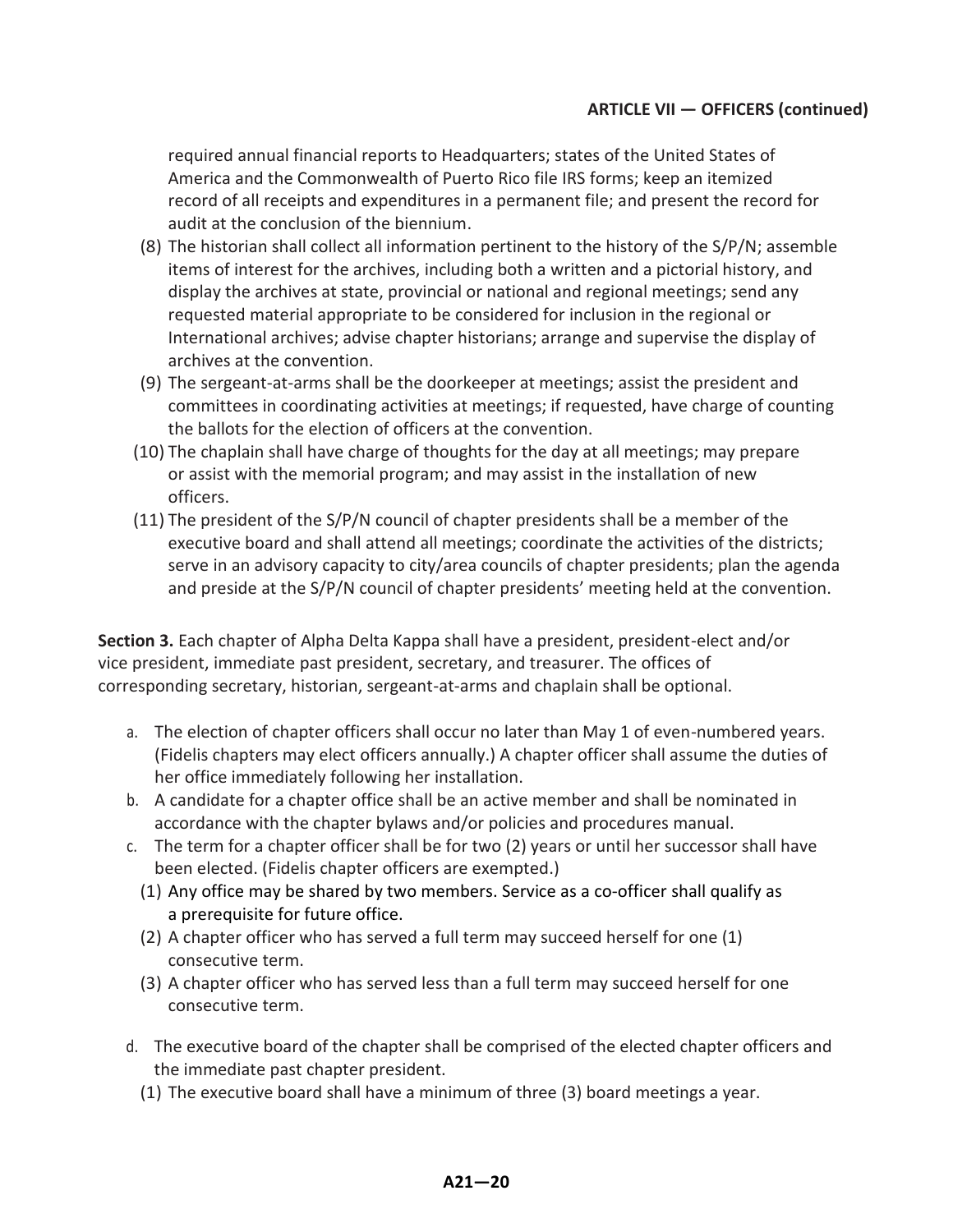required annual financial reports to Headquarters; states of the United States of America and the Commonwealth of Puerto Rico file IRS forms; keep an itemized record of all receipts and expenditures in a permanent file; and present the record for audit at the conclusion of the biennium.

(8) The historian shall collect all information pertinent to the history of the S/P/N; assemble items of interest for the archives, including both a written and a pictorial history, and display the archives at state, provincial or national and regional meetings; send any requested material appropriate to be considered for inclusion in the regional or International archives; advise chapter historians; arrange and supervise the display of archives at the convention.

(9) The sergeant-at-arms shall be the doorkeeper at meetings; assist the president and committees in coordinating activities at meetings; if requested, have charge of counting the ballots for the election of officers at the convention.

(10) The chaplain shall have charge of thoughts for the day at all meetings; may prepare or assist with the memorial program; and may assist in the installation of new officers.

(11) The president of the S/P/N council of chapter presidents shall be a member of the executive board and shall attend all meetings; coordinate the activities of the districts; serve in an advisory capacity to city/area councils of chapter presidents; plan the agenda and preside at the S/P/N council of chapter presidents' meeting held at the convention.

**Section 3.** Each chapter of Alpha Delta Kappa shall have a president, president-elect and/or vice president, immediate past president, secretary, and treasurer. The offices of corresponding secretary, historian, sergeant-at-arms and chaplain shall be optional.

a. The election of chapter officers shall occur no later than May 1 of even-numbered years. (Fidelis chapters may elect officers annually.) A chapter officer shall assume the duties of her office immediately following her installation.

b. A candidate for a chapter office shall be an active member and shall be nominated in accordance with the chapter bylaws and/or policies and procedures manual.

c. The term for a chapter officer shall be for two (2) years or until her successor shall have been elected. (Fidelis chapter officers are exempted.)

   (1) Any office may be shared by two members. Service as a co-officer shall qualify as a prerequisite for future office.

   (2) A chapter officer who has served a full term may succeed herself for one (1) consecutive term.

   (3) A chapter officer who has served less than a full term may succeed herself for one consecutive term.

d. The executive board of the chapter shall be comprised of the elected chapter officers and the immediate past chapter president.

   (1) The executive board shall have a minimum of three (3) board meetings a year.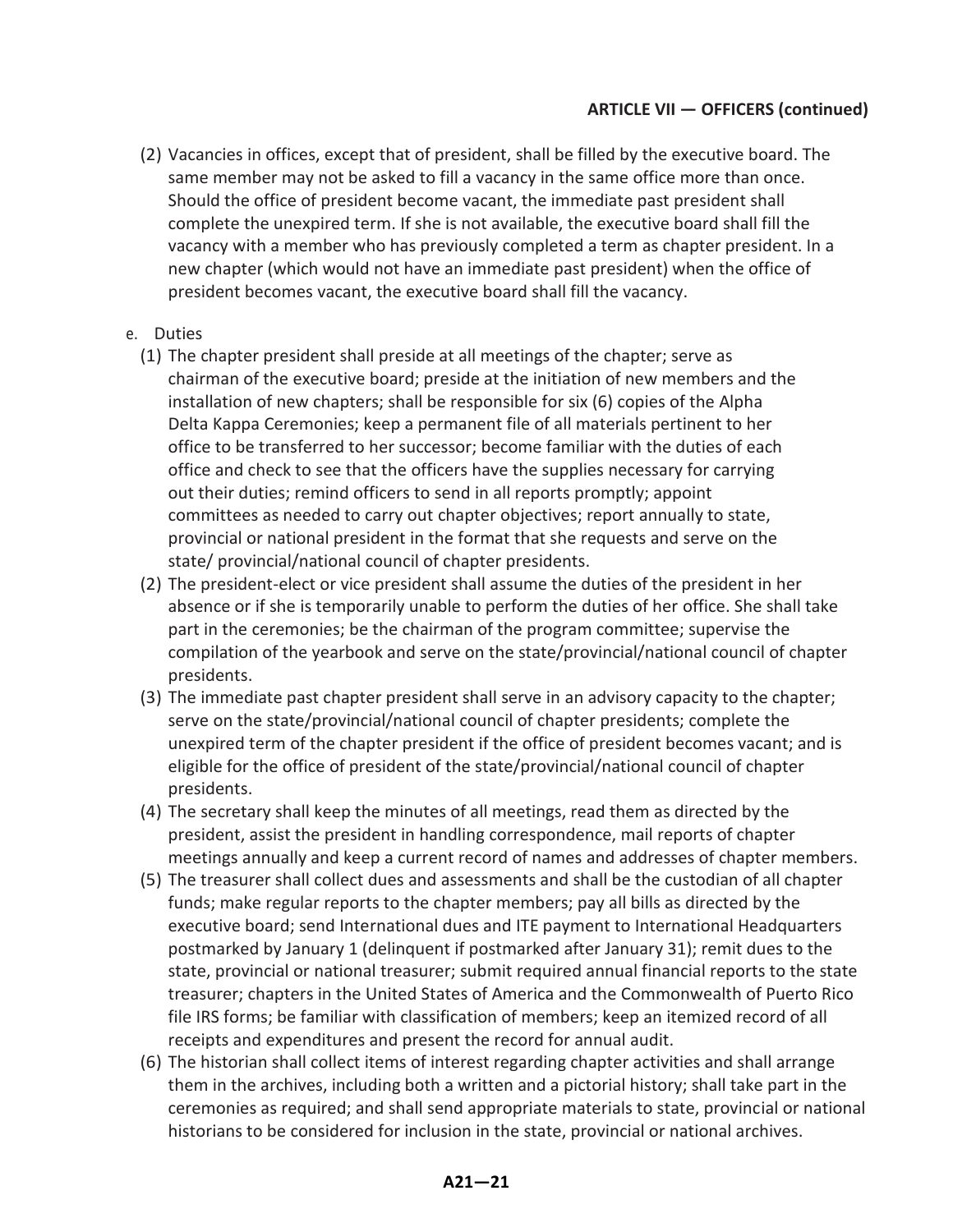**ARTICLE VII — OFFICERS (continued)**

(2) Vacancies in offices, except that of president, shall be filled by the executive board. The same member may not be asked to fill a vacancy in the same office more than once. Should the office of president become vacant, the immediate past president shall complete the unexpired term. If she is not available, the executive board shall fill the vacancy with a member who has previously completed a term as chapter president. In a new chapter (which would not have an immediate past president) when the office of president becomes vacant, the executive board shall fill the vacancy.

e. Duties

(1) The chapter president shall preside at all meetings of the chapter; serve as chairman of the executive board; preside at the initiation of new members and the installation of new chapters; shall be responsible for six (6) copies of the Alpha Delta Kappa Ceremonies; keep a permanent file of all materials pertinent to her office to be transferred to her successor; become familiar with the duties of each office and check to see that the officers have the supplies necessary for carrying out their duties; remind officers to send in all reports promptly; appoint committees as needed to carry out chapter objectives; report annually to state, provincial or national president in the format that she requests and serve on the state/ provincial/national council of chapter presidents.

(2) The president-elect or vice president shall assume the duties of the president in her absence or if she is temporarily unable to perform the duties of her office. She shall take part in the ceremonies; be the chairman of the program committee; supervise the compilation of the yearbook and serve on the state/provincial/national council of chapter presidents.

(3) The immediate past chapter president shall serve in an advisory capacity to the chapter; serve on the state/provincial/national council of chapter presidents; complete the unexpired term of the chapter president if the office of president becomes vacant; and is eligible for the office of president of the state/provincial/national council of chapter presidents.

(4) The secretary shall keep the minutes of all meetings, read them as directed by the president, assist the president in handling correspondence, mail reports of chapter meetings annually and keep a current record of names and addresses of chapter members.

(5) The treasurer shall collect dues and assessments and shall be the custodian of all chapter funds; make regular reports to the chapter members; pay all bills as directed by the executive board; send International dues and ITE payment to International Headquarters postmarked by January 1 (delinquent if postmarked after January 31); remit dues to the state, provincial or national treasurer; submit required annual financial reports to the state treasurer; chapters in the United States of America and the Commonwealth of Puerto Rico file IRS forms; be familiar with classification of members; keep an itemized record of all receipts and expenditures and present the record for annual audit.

(6) The historian shall collect items of interest regarding chapter activities and shall arrange them in the archives, including both a written and a pictorial history; shall take part in the ceremonies as required; and shall send appropriate materials to state, provincial or national historians to be considered for inclusion in the state, provincial or national archives.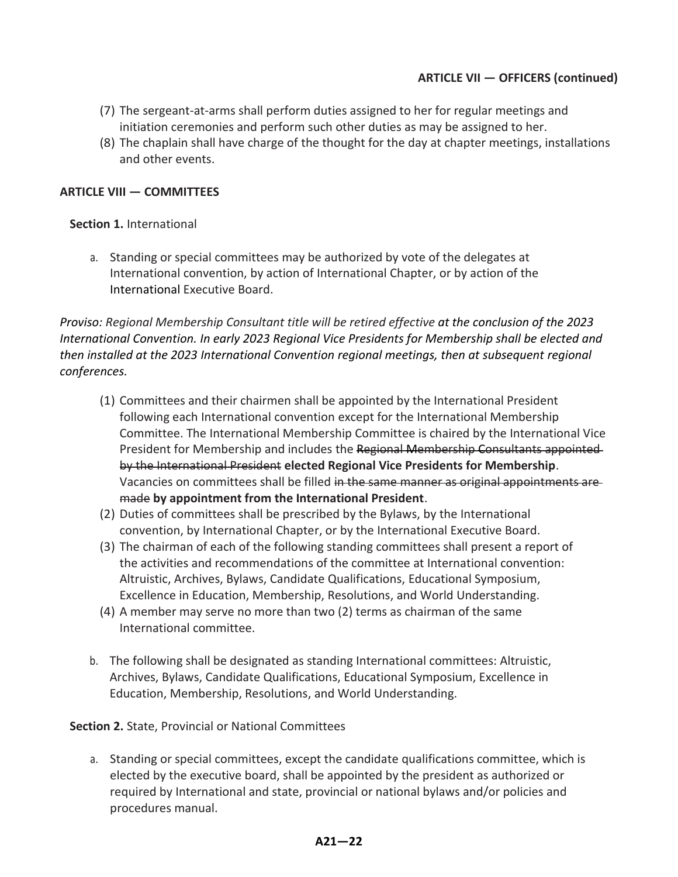**ARTICLE VII — OFFICERS (continued)**

(7) The sergeant-at-arms shall perform duties assigned to her for regular meetings and initiation ceremonies and perform such other duties as may be assigned to her.
(8) The chaplain shall have charge of the thought for the day at chapter meetings, installations and other events.

## ARTICLE VIII — COMMITTEES

**Section 1.** International

a. Standing or special committees may be authorized by vote of the delegates at International convention, by action of International Chapter, or by action of the International Executive Board.

*Proviso: Regional Membership Consultant title will be retired effective at the conclusion of the 2023 International Convention. In early 2023 Regional Vice Presidents for Membership shall be elected and then installed at the 2023 International Convention regional meetings, then at subsequent regional conferences.*

(1) Committees and their chairmen shall be appointed by the International President following each International convention except for the International Membership Committee. The International Membership Committee is chaired by the International Vice President for Membership and includes the ~~Regional Membership Consultants appointed by the International President~~ **elected Regional Vice Presidents for Membership**. Vacancies on committees shall be filled ~~in the same manner as original appointments are made~~ **by appointment from the International President**.
(2) Duties of committees shall be prescribed by the Bylaws, by the International convention, by International Chapter, or by the International Executive Board.
(3) The chairman of each of the following standing committees shall present a report of the activities and recommendations of the committee at International convention: Altruistic, Archives, Bylaws, Candidate Qualifications, Educational Symposium, Excellence in Education, Membership, Resolutions, and World Understanding.
(4) A member may serve no more than two (2) terms as chairman of the same International committee.

b. The following shall be designated as standing International committees: Altruistic, Archives, Bylaws, Candidate Qualifications, Educational Symposium, Excellence in Education, Membership, Resolutions, and World Understanding.

**Section 2.** State, Provincial or National Committees

a. Standing or special committees, except the candidate qualifications committee, which is elected by the executive board, shall be appointed by the president as authorized or required by International and state, provincial or national bylaws and/or policies and procedures manual.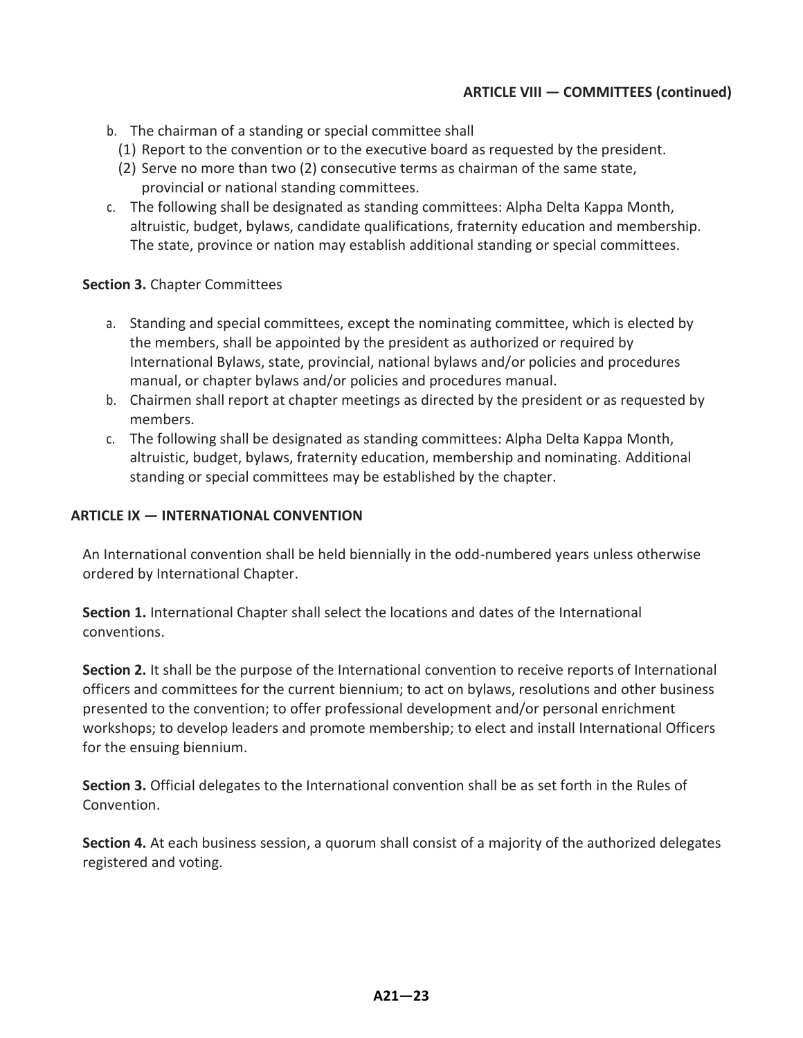**ARTICLE VIII — COMMITTEES (continued)**

b. The chairman of a standing or special committee shall
   (1) Report to the convention or to the executive board as requested by the president.
   (2) Serve no more than two (2) consecutive terms as chairman of the same state, provincial or national standing committees.
c. The following shall be designated as standing committees: Alpha Delta Kappa Month, altruistic, budget, bylaws, candidate qualifications, fraternity education and membership. The state, province or nation may establish additional standing or special committees.

**Section 3.** Chapter Committees

a. Standing and special committees, except the nominating committee, which is elected by the members, shall be appointed by the president as authorized or required by International Bylaws, state, provincial, national bylaws and/or policies and procedures manual, or chapter bylaws and/or policies and procedures manual.
b. Chairmen shall report at chapter meetings as directed by the president or as requested by members.
c. The following shall be designated as standing committees: Alpha Delta Kappa Month, altruistic, budget, bylaws, fraternity education, membership and nominating. Additional standing or special committees may be established by the chapter.

## ARTICLE IX — INTERNATIONAL CONVENTION

An International convention shall be held biennially in the odd-numbered years unless otherwise ordered by International Chapter.

**Section 1.** International Chapter shall select the locations and dates of the International conventions.

**Section 2.** It shall be the purpose of the International convention to receive reports of International officers and committees for the current biennium; to act on bylaws, resolutions and other business presented to the convention; to offer professional development and/or personal enrichment workshops; to develop leaders and promote membership; to elect and install International Officers for the ensuing biennium.

**Section 3.** Official delegates to the International convention shall be as set forth in the Rules of Convention.

**Section 4.** At each business session, a quorum shall consist of a majority of the authorized delegates registered and voting.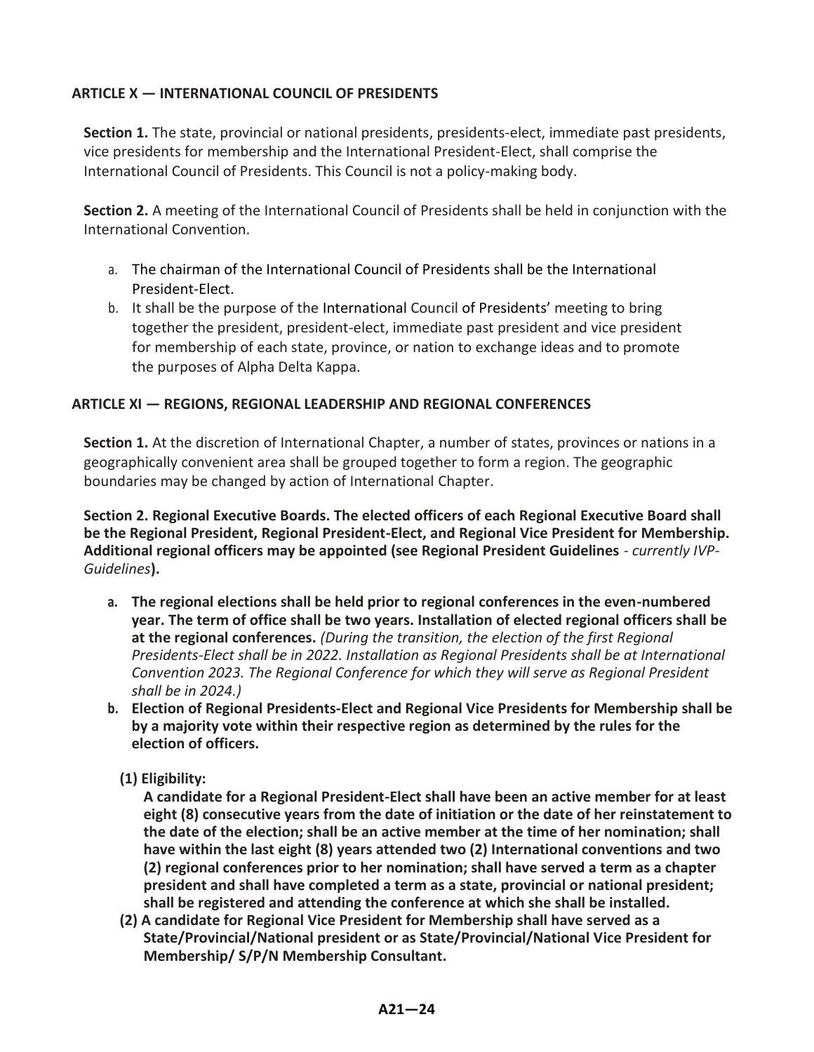## ARTICLE X — INTERNATIONAL COUNCIL OF PRESIDENTS

**Section 1.** The state, provincial or national presidents, presidents-elect, immediate past presidents, vice presidents for membership and the International President-Elect, shall comprise the International Council of Presidents. This Council is not a policy-making body.

**Section 2.** A meeting of the International Council of Presidents shall be held in conjunction with the International Convention.

a. The chairman of the International Council of Presidents shall be the International President-Elect.

b. It shall be the purpose of the International Council of Presidents' meeting to bring together the president, president-elect, immediate past president and vice president for membership of each state, province, or nation to exchange ideas and to promote the purposes of Alpha Delta Kappa.

## ARTICLE XI — REGIONS, REGIONAL LEADERSHIP AND REGIONAL CONFERENCES

**Section 1.** At the discretion of International Chapter, a number of states, provinces or nations in a geographically convenient area shall be grouped together to form a region. The geographic boundaries may be changed by action of International Chapter.

**Section 2. Regional Executive Boards. The elected officers of each Regional Executive Board shall be the Regional President, Regional President-Elect, and Regional Vice President for Membership. Additional regional officers may be appointed (see Regional President Guidelines** *- currently IVP-Guidelines***).**

**a. The regional elections shall be held prior to regional conferences in the even-numbered year. The term of office shall be two years. Installation of elected regional officers shall be at the regional conferences.** *(During the transition, the election of the first Regional Presidents-Elect shall be in 2022. Installation as Regional Presidents shall be at International Convention 2023. The Regional Conference for which they will serve as Regional President shall be in 2024.)*

**b. Election of Regional Presidents-Elect and Regional Vice Presidents for Membership shall be by a majority vote within their respective region as determined by the rules for the election of officers.**

**(1) Eligibility:**
**A candidate for a Regional President-Elect shall have been an active member for at least eight (8) consecutive years from the date of initiation or the date of her reinstatement to the date of the election; shall be an active member at the time of her nomination; shall have within the last eight (8) years attended two (2) International conventions and two (2) regional conferences prior to her nomination; shall have served a term as a chapter president and shall have completed a term as a state, provincial or national president; shall be registered and attending the conference at which she shall be installed.**

**(2) A candidate for Regional Vice President for Membership shall have served as a State/Provincial/National president or as State/Provincial/National Vice President for Membership/ S/P/N Membership Consultant.**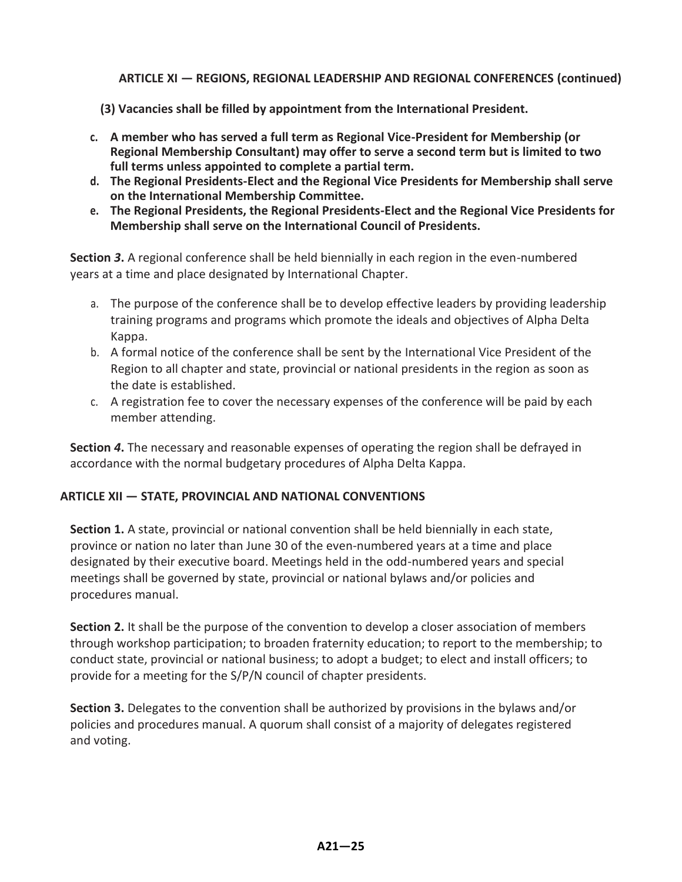**ARTICLE XI — REGIONS, REGIONAL LEADERSHIP AND REGIONAL CONFERENCES (continued)**

**(3) Vacancies shall be filled by appointment from the International President.**

- **c. A member who has served a full term as Regional Vice-President for Membership (or Regional Membership Consultant) may offer to serve a second term but is limited to two full terms unless appointed to complete a partial term.**
- **d. The Regional Presidents-Elect and the Regional Vice Presidents for Membership shall serve on the International Membership Committee.**
- **e. The Regional Presidents, the Regional Presidents-Elect and the Regional Vice Presidents for Membership shall serve on the International Council of Presidents.**

**Section *3*.** A regional conference shall be held biennially in each region in the even-numbered years at a time and place designated by International Chapter.

- a. The purpose of the conference shall be to develop effective leaders by providing leadership training programs and programs which promote the ideals and objectives of Alpha Delta Kappa.
- b. A formal notice of the conference shall be sent by the International Vice President of the Region to all chapter and state, provincial or national presidents in the region as soon as the date is established.
- c. A registration fee to cover the necessary expenses of the conference will be paid by each member attending.

**Section *4*.** The necessary and reasonable expenses of operating the region shall be defrayed in accordance with the normal budgetary procedures of Alpha Delta Kappa.

## ARTICLE XII — STATE, PROVINCIAL AND NATIONAL CONVENTIONS

**Section 1.** A state, provincial or national convention shall be held biennially in each state, province or nation no later than June 30 of the even-numbered years at a time and place designated by their executive board. Meetings held in the odd-numbered years and special meetings shall be governed by state, provincial or national bylaws and/or policies and procedures manual.

**Section 2.** It shall be the purpose of the convention to develop a closer association of members through workshop participation; to broaden fraternity education; to report to the membership; to conduct state, provincial or national business; to adopt a budget; to elect and install officers; to provide for a meeting for the S/P/N council of chapter presidents.

**Section 3.** Delegates to the convention shall be authorized by provisions in the bylaws and/or policies and procedures manual. A quorum shall consist of a majority of delegates registered and voting.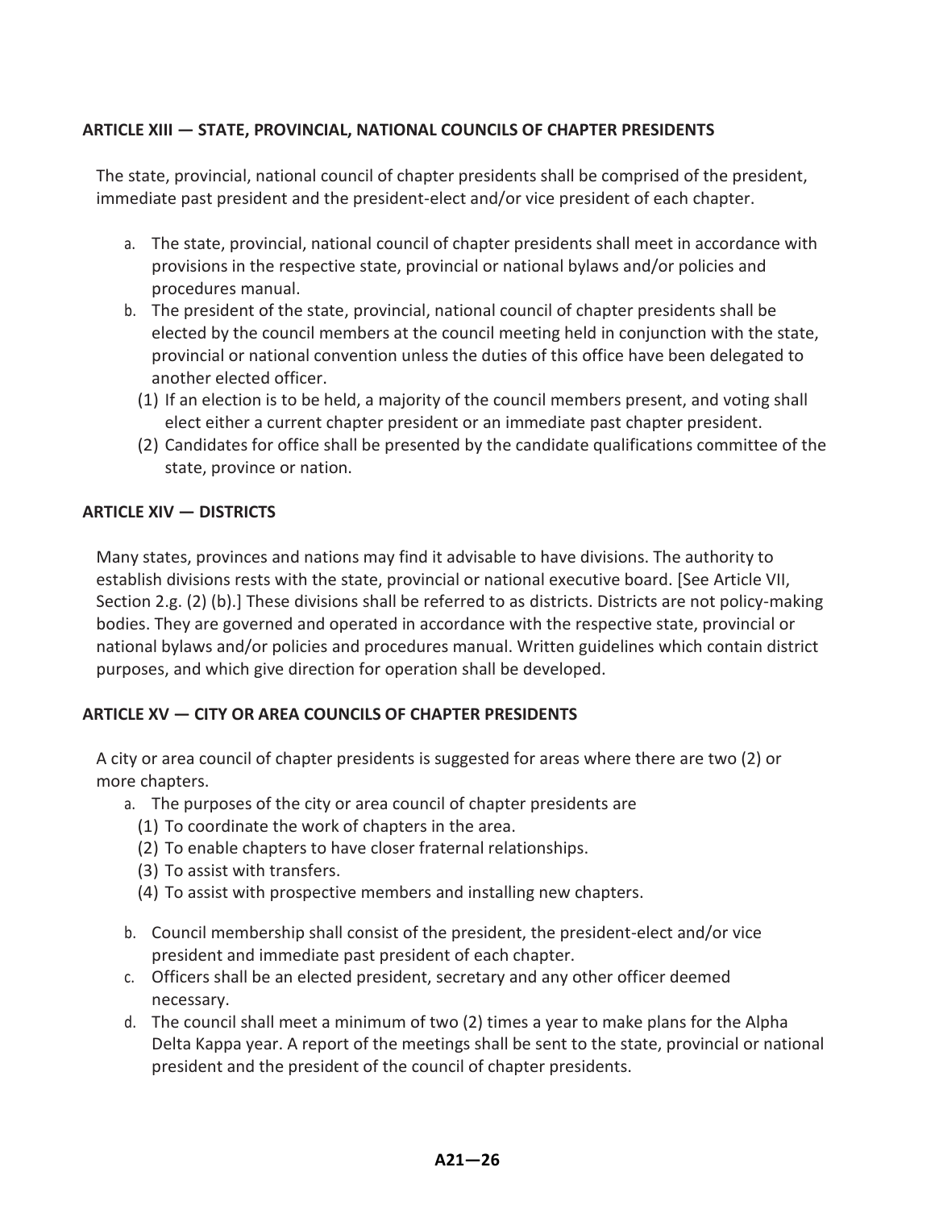**ARTICLE XIII — STATE, PROVINCIAL, NATIONAL COUNCILS OF CHAPTER PRESIDENTS**

The state, provincial, national council of chapter presidents shall be comprised of the president, immediate past president and the president-elect and/or vice president of each chapter.

a. The state, provincial, national council of chapter presidents shall meet in accordance with provisions in the respective state, provincial or national bylaws and/or policies and procedures manual.
b. The president of the state, provincial, national council of chapter presidents shall be elected by the council members at the council meeting held in conjunction with the state, provincial or national convention unless the duties of this office have been delegated to another elected officer.
   (1) If an election is to be held, a majority of the council members present, and voting shall elect either a current chapter president or an immediate past chapter president.
   (2) Candidates for office shall be presented by the candidate qualifications committee of the state, province or nation.

**ARTICLE XIV — DISTRICTS**

Many states, provinces and nations may find it advisable to have divisions. The authority to establish divisions rests with the state, provincial or national executive board. [See Article VII, Section 2.g. (2) (b).] These divisions shall be referred to as districts. Districts are not policy-making bodies. They are governed and operated in accordance with the respective state, provincial or national bylaws and/or policies and procedures manual. Written guidelines which contain district purposes, and which give direction for operation shall be developed.

**ARTICLE XV — CITY OR AREA COUNCILS OF CHAPTER PRESIDENTS**

A city or area council of chapter presidents is suggested for areas where there are two (2) or more chapters.

a. The purposes of the city or area council of chapter presidents are
   (1) To coordinate the work of chapters in the area.
   (2) To enable chapters to have closer fraternal relationships.
   (3) To assist with transfers.
   (4) To assist with prospective members and installing new chapters.
b. Council membership shall consist of the president, the president-elect and/or vice president and immediate past president of each chapter.
c. Officers shall be an elected president, secretary and any other officer deemed necessary.
d. The council shall meet a minimum of two (2) times a year to make plans for the Alpha Delta Kappa year. A report of the meetings shall be sent to the state, provincial or national president and the president of the council of chapter presidents.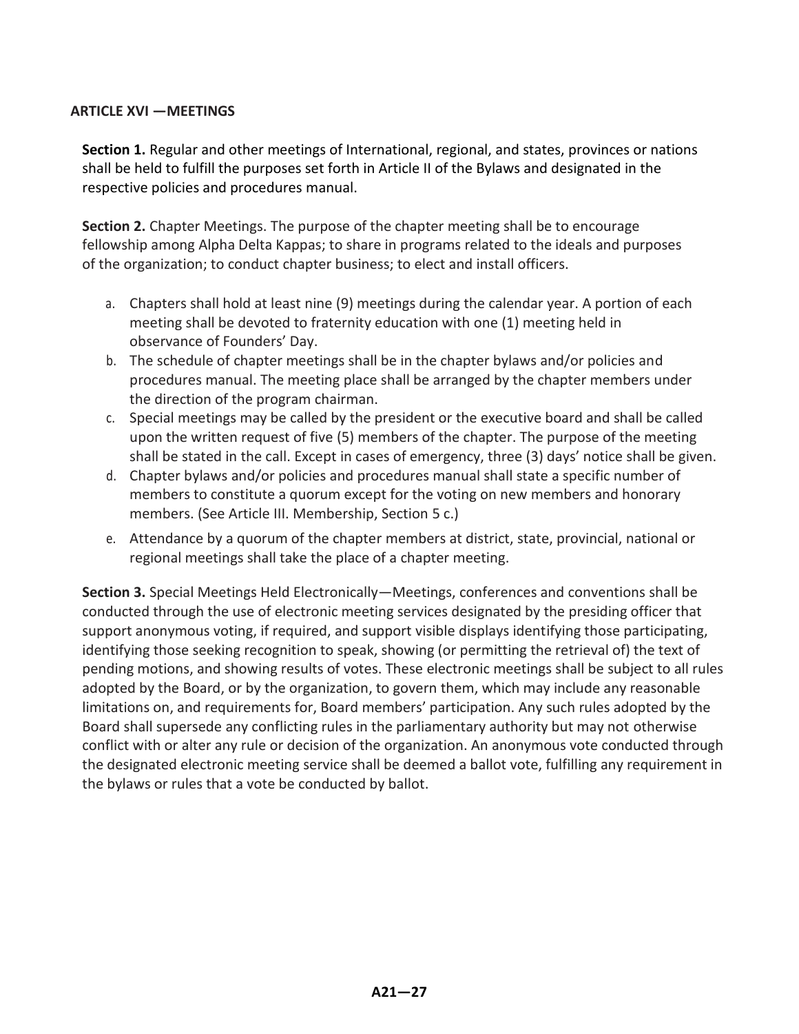## ARTICLE XVI —MEETINGS

**Section 1.** Regular and other meetings of International, regional, and states, provinces or nations shall be held to fulfill the purposes set forth in Article II of the Bylaws and designated in the respective policies and procedures manual.

**Section 2.** Chapter Meetings. The purpose of the chapter meeting shall be to encourage fellowship among Alpha Delta Kappas; to share in programs related to the ideals and purposes of the organization; to conduct chapter business; to elect and install officers.

a. Chapters shall hold at least nine (9) meetings during the calendar year. A portion of each meeting shall be devoted to fraternity education with one (1) meeting held in observance of Founders' Day.
b. The schedule of chapter meetings shall be in the chapter bylaws and/or policies and procedures manual. The meeting place shall be arranged by the chapter members under the direction of the program chairman.
c. Special meetings may be called by the president or the executive board and shall be called upon the written request of five (5) members of the chapter. The purpose of the meeting shall be stated in the call. Except in cases of emergency, three (3) days' notice shall be given.
d. Chapter bylaws and/or policies and procedures manual shall state a specific number of members to constitute a quorum except for the voting on new members and honorary members. (See Article III. Membership, Section 5 c.)
e. Attendance by a quorum of the chapter members at district, state, provincial, national or regional meetings shall take the place of a chapter meeting.

**Section 3.** Special Meetings Held Electronically—Meetings, conferences and conventions shall be conducted through the use of electronic meeting services designated by the presiding officer that support anonymous voting, if required, and support visible displays identifying those participating, identifying those seeking recognition to speak, showing (or permitting the retrieval of) the text of pending motions, and showing results of votes. These electronic meetings shall be subject to all rules adopted by the Board, or by the organization, to govern them, which may include any reasonable limitations on, and requirements for, Board members' participation. Any such rules adopted by the Board shall supersede any conflicting rules in the parliamentary authority but may not otherwise conflict with or alter any rule or decision of the organization. An anonymous vote conducted through the designated electronic meeting service shall be deemed a ballot vote, fulfilling any requirement in the bylaws or rules that a vote be conducted by ballot.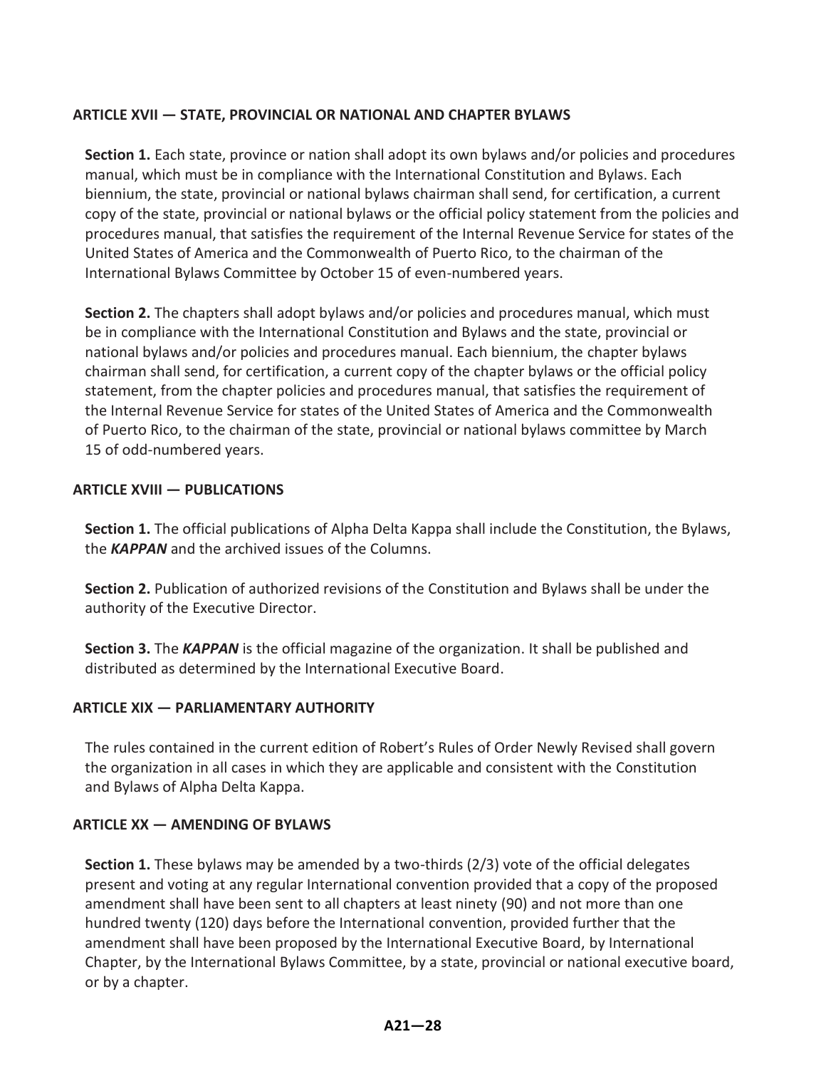### ARTICLE XVII — STATE, PROVINCIAL OR NATIONAL AND CHAPTER BYLAWS

**Section 1.** Each state, province or nation shall adopt its own bylaws and/or policies and procedures manual, which must be in compliance with the International Constitution and Bylaws. Each biennium, the state, provincial or national bylaws chairman shall send, for certification, a current copy of the state, provincial or national bylaws or the official policy statement from the policies and procedures manual, that satisfies the requirement of the Internal Revenue Service for states of the United States of America and the Commonwealth of Puerto Rico, to the chairman of the International Bylaws Committee by October 15 of even-numbered years.

**Section 2.** The chapters shall adopt bylaws and/or policies and procedures manual, which must be in compliance with the International Constitution and Bylaws and the state, provincial or national bylaws and/or policies and procedures manual. Each biennium, the chapter bylaws chairman shall send, for certification, a current copy of the chapter bylaws or the official policy statement, from the chapter policies and procedures manual, that satisfies the requirement of the Internal Revenue Service for states of the United States of America and the Commonwealth of Puerto Rico, to the chairman of the state, provincial or national bylaws committee by March 15 of odd-numbered years.

### ARTICLE XVIII — PUBLICATIONS

**Section 1.** The official publications of Alpha Delta Kappa shall include the Constitution, the Bylaws, the ***KAPPAN*** and the archived issues of the Columns.

**Section 2.** Publication of authorized revisions of the Constitution and Bylaws shall be under the authority of the Executive Director.

**Section 3.** The ***KAPPAN*** is the official magazine of the organization. It shall be published and distributed as determined by the International Executive Board.

### ARTICLE XIX — PARLIAMENTARY AUTHORITY

The rules contained in the current edition of Robert's Rules of Order Newly Revised shall govern the organization in all cases in which they are applicable and consistent with the Constitution and Bylaws of Alpha Delta Kappa.

### ARTICLE XX — AMENDING OF BYLAWS

**Section 1.** These bylaws may be amended by a two-thirds (2/3) vote of the official delegates present and voting at any regular International convention provided that a copy of the proposed amendment shall have been sent to all chapters at least ninety (90) and not more than one hundred twenty (120) days before the International convention, provided further that the amendment shall have been proposed by the International Executive Board, by International Chapter, by the International Bylaws Committee, by a state, provincial or national executive board, or by a chapter.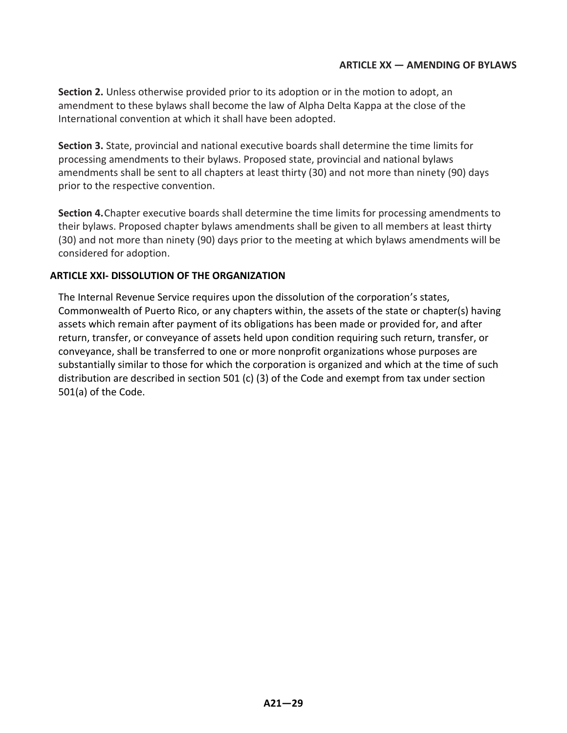## ARTICLE XX — AMENDING OF BYLAWS

**Section 2.** Unless otherwise provided prior to its adoption or in the motion to adopt, an amendment to these bylaws shall become the law of Alpha Delta Kappa at the close of the International convention at which it shall have been adopted.

**Section 3.** State, provincial and national executive boards shall determine the time limits for processing amendments to their bylaws. Proposed state, provincial and national bylaws amendments shall be sent to all chapters at least thirty (30) and not more than ninety (90) days prior to the respective convention.

**Section 4.** Chapter executive boards shall determine the time limits for processing amendments to their bylaws. Proposed chapter bylaws amendments shall be given to all members at least thirty (30) and not more than ninety (90) days prior to the meeting at which bylaws amendments will be considered for adoption.

## ARTICLE XXI- DISSOLUTION OF THE ORGANIZATION

The Internal Revenue Service requires upon the dissolution of the corporation's states, Commonwealth of Puerto Rico, or any chapters within, the assets of the state or chapter(s) having assets which remain after payment of its obligations has been made or provided for, and after return, transfer, or conveyance of assets held upon condition requiring such return, transfer, or conveyance, shall be transferred to one or more nonprofit organizations whose purposes are substantially similar to those for which the corporation is organized and which at the time of such distribution are described in section 501 (c) (3) of the Code and exempt from tax under section 501(a) of the Code.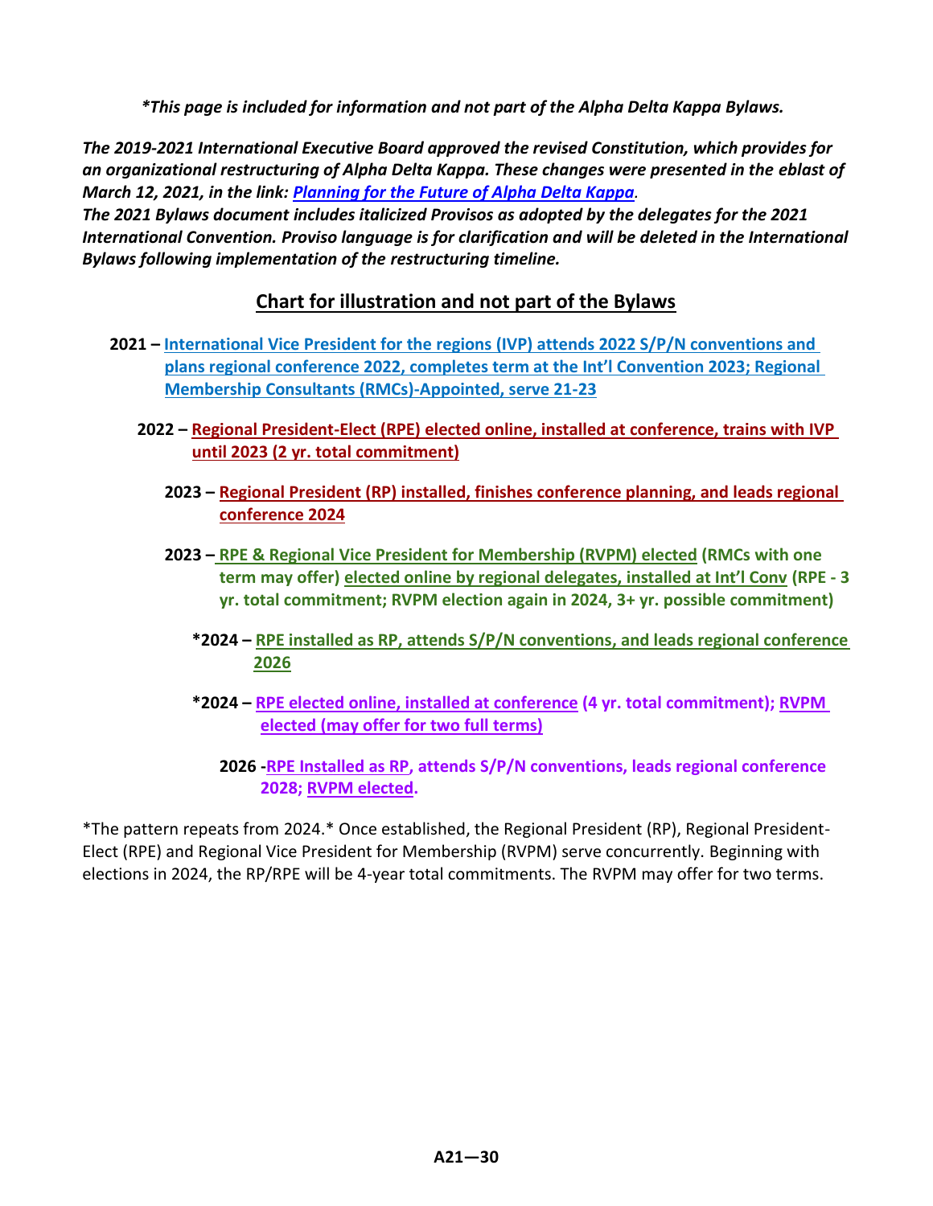*\*This page is included for information and not part of the Alpha Delta Kappa Bylaws.*

***The 2019-2021 International Executive Board approved the revised Constitution, which provides for an organizational restructuring of Alpha Delta Kappa. These changes were presented in the eblast of March 12, 2021, in the link: Planning for the Future of Alpha Delta Kappa.***

***The 2021 Bylaws document includes italicized Provisos as adopted by the delegates for the 2021 International Convention. Proviso language is for clarification and will be deleted in the International Bylaws following implementation of the restructuring timeline.***

## Chart for illustration and not part of the Bylaws

**2021 – International Vice President for the regions (IVP) attends 2022 S/P/N conventions and plans regional conference 2022, completes term at the Int'l Convention 2023; Regional Membership Consultants (RMCs)-Appointed, serve 21-23**

**2022 – Regional President-Elect (RPE) elected online, installed at conference, trains with IVP until 2023 (2 yr. total commitment)**

**2023 – Regional President (RP) installed, finishes conference planning, and leads regional conference 2024**

**2023 – RPE & Regional Vice President for Membership (RVPM) elected (RMCs with one term may offer) elected online by regional delegates, installed at Int'l Conv (RPE - 3 yr. total commitment; RVPM election again in 2024, 3+ yr. possible commitment)**

**\*2024 – RPE installed as RP, attends S/P/N conventions, and leads regional conference 2026**

**\*2024 – RPE elected online, installed at conference (4 yr. total commitment); RVPM elected (may offer for two full terms)**

**2026 -RPE Installed as RP, attends S/P/N conventions, leads regional conference 2028; RVPM elected.**

\*The pattern repeats from 2024.\* Once established, the Regional President (RP), Regional President-Elect (RPE) and Regional Vice President for Membership (RVPM) serve concurrently. Beginning with elections in 2024, the RP/RPE will be 4-year total commitments. The RVPM may offer for two terms.

**A21—30**